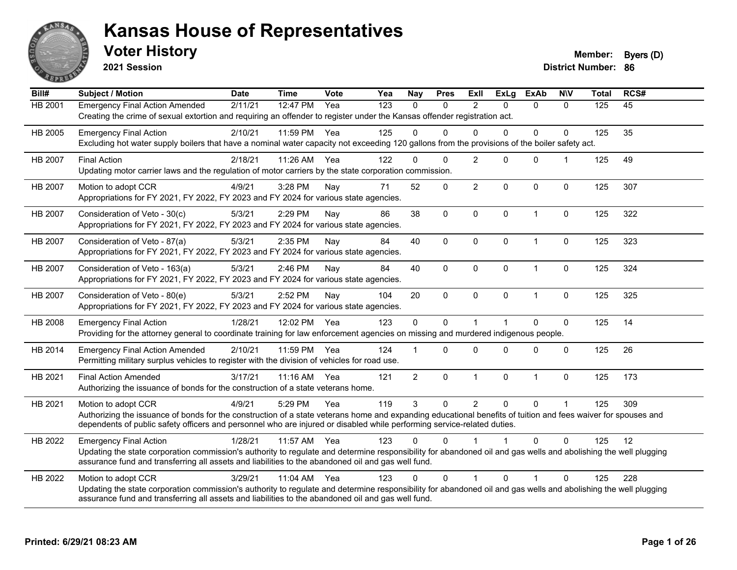# Kansas House of Representatives

## Voter History

**2021 Session**

**Member:** Byers (D)
**District Number:** 86

| Bill# | Subject / Motion | Date | Time | Vote | Yea | Nay | Pres | ExII | ExLg | ExAb | N\V | Total | RCS# |
|---|---|---|---|---|---|---|---|---|---|---|---|---|---|
| HB 2001 | Emergency Final Action Amended | 2/11/21 | 12:47 PM | Yea | 123 | 0 | 0 | 2 | 0 | 0 | 0 | 125 | 45 |
| | Creating the crime of sexual extortion and requiring an offender to register under the Kansas offender registration act. | | | | | | | | | | | | |
| HB 2005 | Emergency Final Action | 2/10/21 | 11:59 PM | Yea | 125 | 0 | 0 | 0 | 0 | 0 | 0 | 125 | 35 |
| | Excluding hot water supply boilers that have a nominal water capacity not exceeding 120 gallons from the provisions of the boiler safety act. | | | | | | | | | | | | |
| HB 2007 | Final Action | 2/18/21 | 11:26 AM | Yea | 122 | 0 | 0 | 2 | 0 | 0 | 1 | 125 | 49 |
| | Updating motor carrier laws and the regulation of motor carriers by the state corporation commission. | | | | | | | | | | | | |
| HB 2007 | Motion to adopt CCR | 4/9/21 | 3:28 PM | Nay | 71 | 52 | 0 | 2 | 0 | 0 | 0 | 125 | 307 |
| | Appropriations for FY 2021, FY 2022, FY 2023 and FY 2024 for various state agencies. | | | | | | | | | | | | |
| HB 2007 | Consideration of Veto - 30(c) | 5/3/21 | 2:29 PM | Nay | 86 | 38 | 0 | 0 | 0 | 1 | 0 | 125 | 322 |
| | Appropriations for FY 2021, FY 2022, FY 2023 and FY 2024 for various state agencies. | | | | | | | | | | | | |
| HB 2007 | Consideration of Veto - 87(a) | 5/3/21 | 2:35 PM | Nay | 84 | 40 | 0 | 0 | 0 | 1 | 0 | 125 | 323 |
| | Appropriations for FY 2021, FY 2022, FY 2023 and FY 2024 for various state agencies. | | | | | | | | | | | | |
| HB 2007 | Consideration of Veto - 163(a) | 5/3/21 | 2:46 PM | Nay | 84 | 40 | 0 | 0 | 0 | 1 | 0 | 125 | 324 |
| | Appropriations for FY 2021, FY 2022, FY 2023 and FY 2024 for various state agencies. | | | | | | | | | | | | |
| HB 2007 | Consideration of Veto - 80(e) | 5/3/21 | 2:52 PM | Nay | 104 | 20 | 0 | 0 | 0 | 1 | 0 | 125 | 325 |
| | Appropriations for FY 2021, FY 2022, FY 2023 and FY 2024 for various state agencies. | | | | | | | | | | | | |
| HB 2008 | Emergency Final Action | 1/28/21 | 12:02 PM | Yea | 123 | 0 | 0 | 1 | 1 | 0 | 0 | 125 | 14 |
| | Providing for the attorney general to coordinate training for law enforcement agencies on missing and murdered indigenous people. | | | | | | | | | | | | |
| HB 2014 | Emergency Final Action Amended | 2/10/21 | 11:59 PM | Yea | 124 | 1 | 0 | 0 | 0 | 0 | 0 | 125 | 26 |
| | Permitting military surplus vehicles to register with the division of vehicles for road use. | | | | | | | | | | | | |
| HB 2021 | Final Action Amended | 3/17/21 | 11:16 AM | Yea | 121 | 2 | 0 | 1 | 0 | 1 | 0 | 125 | 173 |
| | Authorizing the issuance of bonds for the construction of a state veterans home. | | | | | | | | | | | | |
| HB 2021 | Motion to adopt CCR | 4/9/21 | 5:29 PM | Yea | 119 | 3 | 0 | 2 | 0 | 0 | 1 | 125 | 309 |
| | Authorizing the issuance of bonds for the construction of a state veterans home and expanding educational benefits of tuition and fees waiver for spouses and dependents of public safety officers and personnel who are injured or disabled while performing service-related duties. | | | | | | | | | | | | |
| HB 2022 | Emergency Final Action | 1/28/21 | 11:57 AM | Yea | 123 | 0 | 0 | 1 | 1 | 0 | 0 | 125 | 12 |
| | Updating the state corporation commission's authority to regulate and determine responsibility for abandoned oil and gas wells and abolishing the well plugging assurance fund and transferring all assets and liabilities to the abandoned oil and gas well fund. | | | | | | | | | | | | |
| HB 2022 | Motion to adopt CCR | 3/29/21 | 11:04 AM | Yea | 123 | 0 | 0 | 1 | 0 | 1 | 0 | 125 | 228 |
| | Updating the state corporation commission's authority to regulate and determine responsibility for abandoned oil and gas wells and abolishing the well plugging assurance fund and transferring all assets and liabilities to the abandoned oil and gas well fund. | | | | | | | | | | | | |

**Printed: 6/29/21 08:23 AM**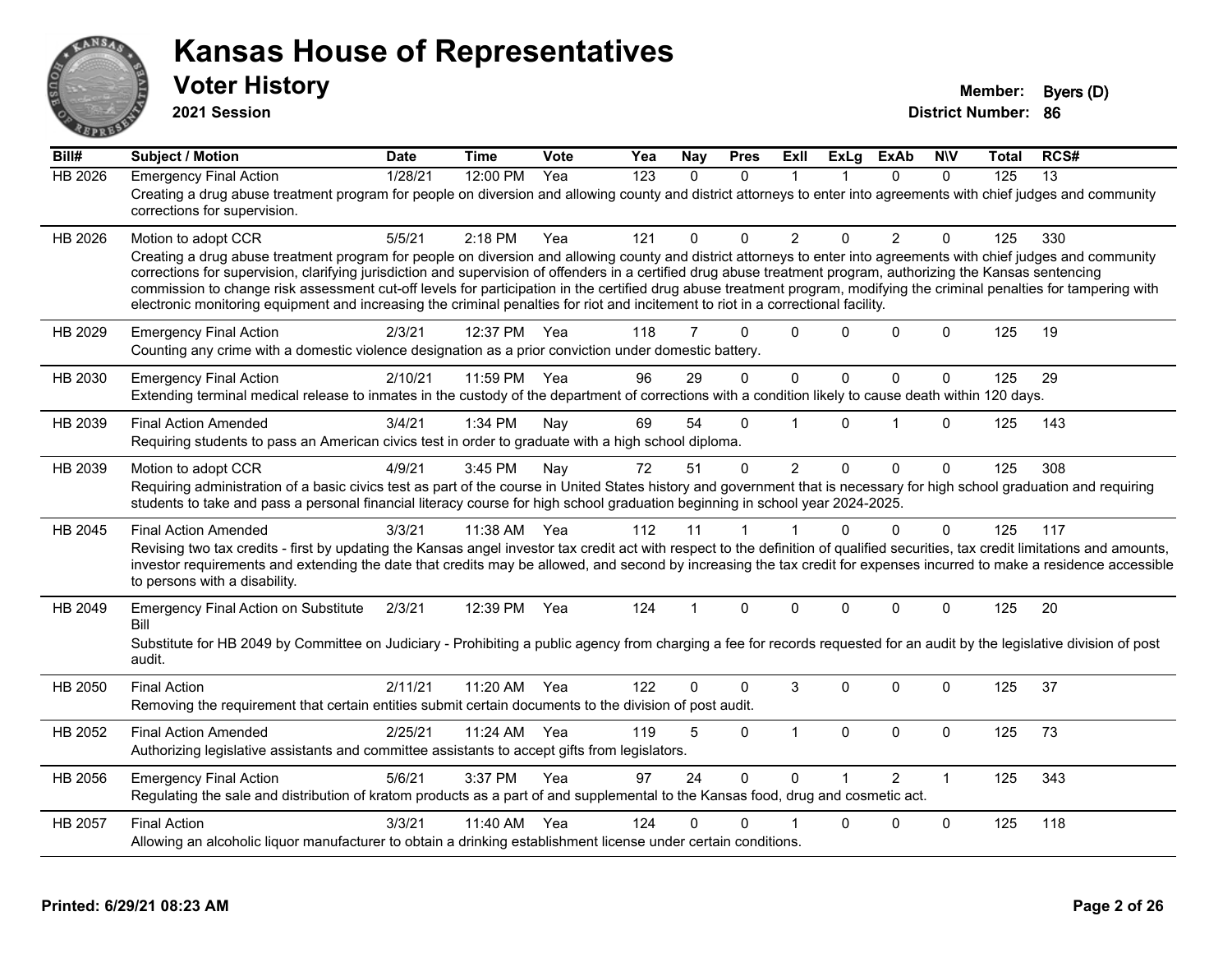# Kansas House of Representatives

## Voter History

**2021 Session**

**Member:** Byers (D)
**District Number:** 86

| Bill# | Subject / Motion | Date | Time | Vote | Yea | Nay | Pres | ExII | ExLg | ExAb | N\V | Total | RCS# |
|---|---|---|---|---|---|---|---|---|---|---|---|---|---|
| HB 2026 | Emergency Final Action | 1/28/21 | 12:00 PM | Yea | 123 | 0 | 0 | 1 | 1 | 0 | 0 | 125 | 13 |
| | Creating a drug abuse treatment program for people on diversion and allowing county and district attorneys to enter into agreements with chief judges and community corrections for supervision. | | | | | | | | | | | | |
| HB 2026 | Motion to adopt CCR | 5/5/21 | 2:18 PM | Yea | 121 | 0 | 0 | 2 | 0 | 2 | 0 | 125 | 330 |
| | Creating a drug abuse treatment program for people on diversion and allowing county and district attorneys to enter into agreements with chief judges and community corrections for supervision, clarifying jurisdiction and supervision of offenders in a certified drug abuse treatment program, authorizing the Kansas sentencing commission to change risk assessment cut-off levels for participation in the certified drug abuse treatment program, modifying the criminal penalties for tampering with electronic monitoring equipment and increasing the criminal penalties for riot and incitement to riot in a correctional facility. | | | | | | | | | | | | |
| HB 2029 | Emergency Final Action | 2/3/21 | 12:37 PM | Yea | 118 | 7 | 0 | 0 | 0 | 0 | 0 | 125 | 19 |
| | Counting any crime with a domestic violence designation as a prior conviction under domestic battery. | | | | | | | | | | | | |
| HB 2030 | Emergency Final Action | 2/10/21 | 11:59 PM | Yea | 96 | 29 | 0 | 0 | 0 | 0 | 0 | 125 | 29 |
| | Extending terminal medical release to inmates in the custody of the department of corrections with a condition likely to cause death within 120 days. | | | | | | | | | | | | |
| HB 2039 | Final Action Amended | 3/4/21 | 1:34 PM | Nay | 69 | 54 | 0 | 1 | 0 | 1 | 0 | 125 | 143 |
| | Requiring students to pass an American civics test in order to graduate with a high school diploma. | | | | | | | | | | | | |
| HB 2039 | Motion to adopt CCR | 4/9/21 | 3:45 PM | Nay | 72 | 51 | 0 | 2 | 0 | 0 | 0 | 125 | 308 |
| | Requiring administration of a basic civics test as part of the course in United States history and government that is necessary for high school graduation and requiring students to take and pass a personal financial literacy course for high school graduation beginning in school year 2024-2025. | | | | | | | | | | | | |
| HB 2045 | Final Action Amended | 3/3/21 | 11:38 AM | Yea | 112 | 11 | 1 | 1 | 0 | 0 | 0 | 125 | 117 |
| | Revising two tax credits - first by updating the Kansas angel investor tax credit act with respect to the definition of qualified securities, tax credit limitations and amounts, investor requirements and extending the date that credits may be allowed, and second by increasing the tax credit for expenses incurred to make a residence accessible to persons with a disability. | | | | | | | | | | | | |
| HB 2049 | Emergency Final Action on Substitute Bill | 2/3/21 | 12:39 PM | Yea | 124 | 1 | 0 | 0 | 0 | 0 | 0 | 125 | 20 |
| | Substitute for HB 2049 by Committee on Judiciary - Prohibiting a public agency from charging a fee for records requested for an audit by the legislative division of post audit. | | | | | | | | | | | | |
| HB 2050 | Final Action | 2/11/21 | 11:20 AM | Yea | 122 | 0 | 0 | 3 | 0 | 0 | 0 | 125 | 37 |
| | Removing the requirement that certain entities submit certain documents to the division of post audit. | | | | | | | | | | | | |
| HB 2052 | Final Action Amended | 2/25/21 | 11:24 AM | Yea | 119 | 5 | 0 | 1 | 0 | 0 | 0 | 125 | 73 |
| | Authorizing legislative assistants and committee assistants to accept gifts from legislators. | | | | | | | | | | | | |
| HB 2056 | Emergency Final Action | 5/6/21 | 3:37 PM | Yea | 97 | 24 | 0 | 0 | 1 | 2 | 1 | 125 | 343 |
| | Regulating the sale and distribution of kratom products as a part of and supplemental to the Kansas food, drug and cosmetic act. | | | | | | | | | | | | |
| HB 2057 | Final Action | 3/3/21 | 11:40 AM | Yea | 124 | 0 | 0 | 1 | 0 | 0 | 0 | 125 | 118 |
| | Allowing an alcoholic liquor manufacturer to obtain a drinking establishment license under certain conditions. | | | | | | | | | | | | |

**Printed: 6/29/21 08:23 AM**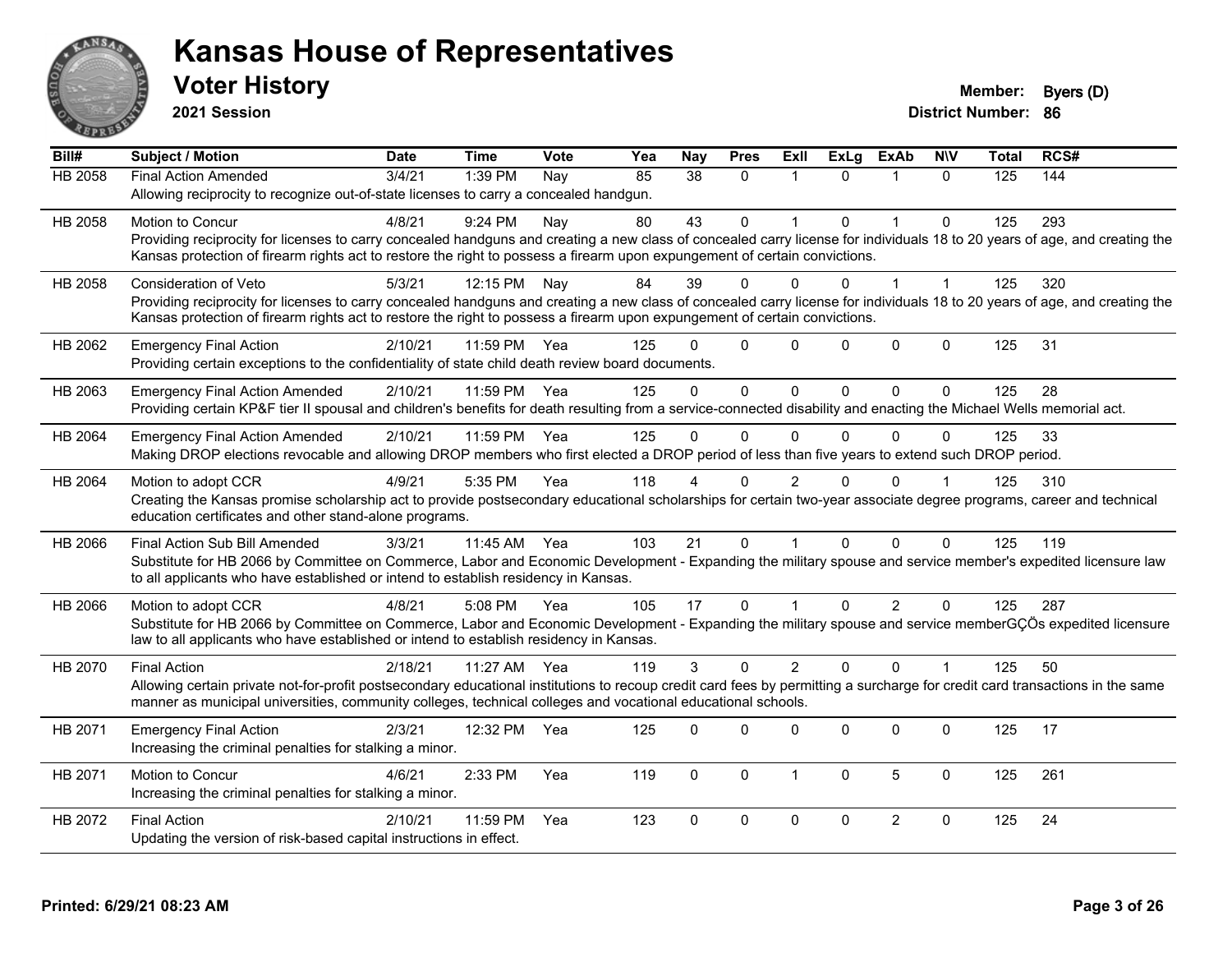# Kansas House of Representatives

## Voter History

**2021 Session**

**Member:** Byers (D)
**District Number:** 86

| Bill# | Subject / Motion | Date | Time | Vote | Yea | Nay | Pres | ExII | ExLg | ExAb | N\V | Total | RCS# |
|---|---|---|---|---|---|---|---|---|---|---|---|---|---|
| HB 2058 | Final Action Amended | 3/4/21 | 1:39 PM | Nay | 85 | 38 | 0 | 1 | 0 | 1 | 0 | 125 | 144 |
| | Allowing reciprocity to recognize out-of-state licenses to carry a concealed handgun. | | | | | | | | | | | | |
| HB 2058 | Motion to Concur | 4/8/21 | 9:24 PM | Nay | 80 | 43 | 0 | 1 | 0 | 1 | 0 | 125 | 293 |
| | Providing reciprocity for licenses to carry concealed handguns and creating a new class of concealed carry license for individuals 18 to 20 years of age, and creating the Kansas protection of firearm rights act to restore the right to possess a firearm upon expungement of certain convictions. | | | | | | | | | | | | |
| HB 2058 | Consideration of Veto | 5/3/21 | 12:15 PM | Nay | 84 | 39 | 0 | 0 | 0 | 1 | 1 | 125 | 320 |
| | Providing reciprocity for licenses to carry concealed handguns and creating a new class of concealed carry license for individuals 18 to 20 years of age, and creating the Kansas protection of firearm rights act to restore the right to possess a firearm upon expungement of certain convictions. | | | | | | | | | | | | |
| HB 2062 | Emergency Final Action | 2/10/21 | 11:59 PM | Yea | 125 | 0 | 0 | 0 | 0 | 0 | 0 | 125 | 31 |
| | Providing certain exceptions to the confidentiality of state child death review board documents. | | | | | | | | | | | | |
| HB 2063 | Emergency Final Action Amended | 2/10/21 | 11:59 PM | Yea | 125 | 0 | 0 | 0 | 0 | 0 | 0 | 125 | 28 |
| | Providing certain KP&F tier II spousal and children's benefits for death resulting from a service-connected disability and enacting the Michael Wells memorial act. | | | | | | | | | | | | |
| HB 2064 | Emergency Final Action Amended | 2/10/21 | 11:59 PM | Yea | 125 | 0 | 0 | 0 | 0 | 0 | 0 | 125 | 33 |
| | Making DROP elections revocable and allowing DROP members who first elected a DROP period of less than five years to extend such DROP period. | | | | | | | | | | | | |
| HB 2064 | Motion to adopt CCR | 4/9/21 | 5:35 PM | Yea | 118 | 4 | 0 | 2 | 0 | 0 | 1 | 125 | 310 |
| | Creating the Kansas promise scholarship act to provide postsecondary educational scholarships for certain two-year associate degree programs, career and technical education certificates and other stand-alone programs. | | | | | | | | | | | | |
| HB 2066 | Final Action Sub Bill Amended | 3/3/21 | 11:45 AM | Yea | 103 | 21 | 0 | 1 | 0 | 0 | 0 | 125 | 119 |
| | Substitute for HB 2066 by Committee on Commerce, Labor and Economic Development - Expanding the military spouse and service member's expedited licensure law to all applicants who have established or intend to establish residency in Kansas. | | | | | | | | | | | | |
| HB 2066 | Motion to adopt CCR | 4/8/21 | 5:08 PM | Yea | 105 | 17 | 0 | 1 | 0 | 2 | 0 | 125 | 287 |
| | Substitute for HB 2066 by Committee on Commerce, Labor and Economic Development - Expanding the military spouse and service memberGÇÖs expedited licensure law to all applicants who have established or intend to establish residency in Kansas. | | | | | | | | | | | | |
| HB 2070 | Final Action | 2/18/21 | 11:27 AM | Yea | 119 | 3 | 0 | 2 | 0 | 0 | 1 | 125 | 50 |
| | Allowing certain private not-for-profit postsecondary educational institutions to recoup credit card fees by permitting a surcharge for credit card transactions in the same manner as municipal universities, community colleges, technical colleges and vocational educational schools. | | | | | | | | | | | | |
| HB 2071 | Emergency Final Action | 2/3/21 | 12:32 PM | Yea | 125 | 0 | 0 | 0 | 0 | 0 | 0 | 125 | 17 |
| | Increasing the criminal penalties for stalking a minor. | | | | | | | | | | | | |
| HB 2071 | Motion to Concur | 4/6/21 | 2:33 PM | Yea | 119 | 0 | 0 | 1 | 0 | 5 | 0 | 125 | 261 |
| | Increasing the criminal penalties for stalking a minor. | | | | | | | | | | | | |
| HB 2072 | Final Action | 2/10/21 | 11:59 PM | Yea | 123 | 0 | 0 | 0 | 0 | 2 | 0 | 125 | 24 |
| | Updating the version of risk-based capital instructions in effect. | | | | | | | | | | | | |

**Printed: 6/29/21 08:23 AM**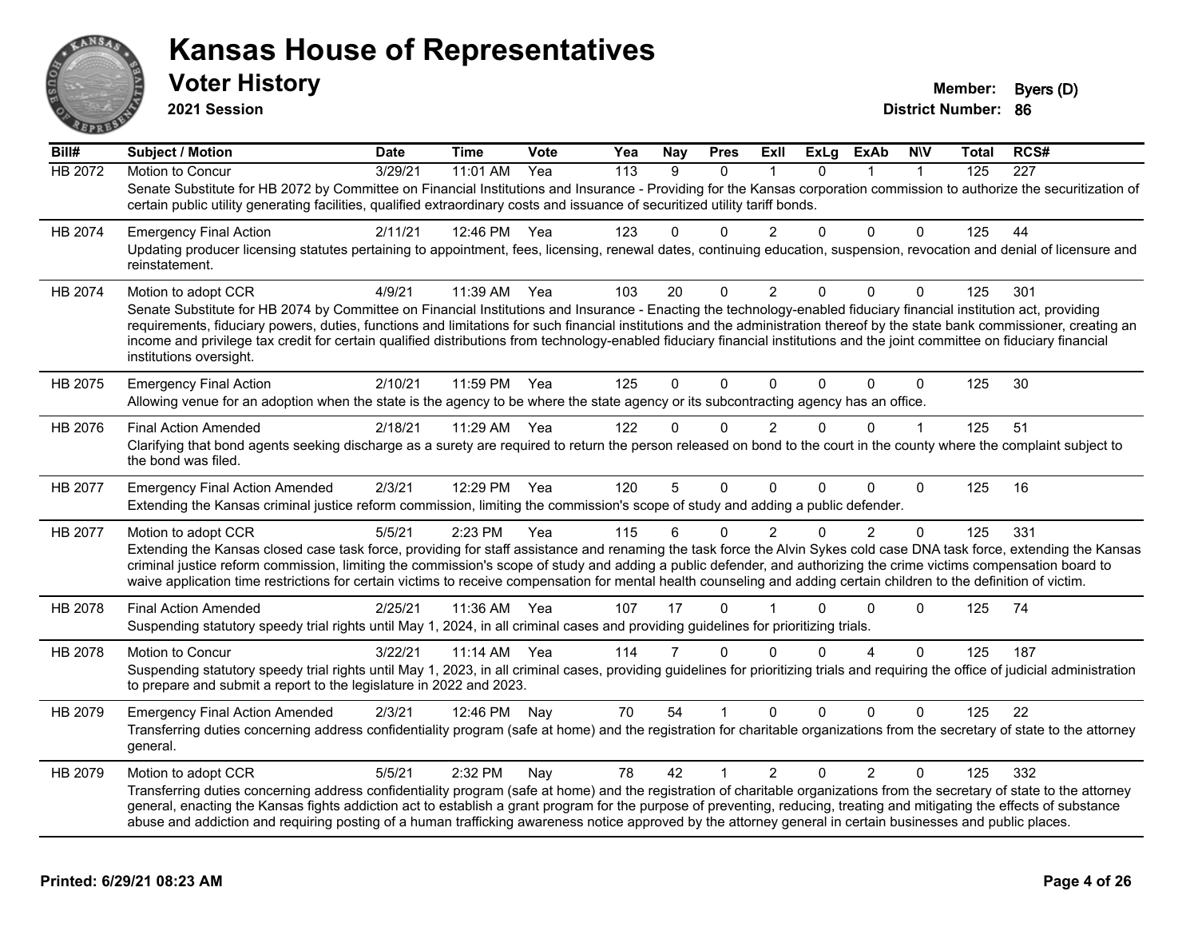# Kansas House of Representatives

## Voter History

**2021 Session**

**Member:** Byers (D)
**District Number:** 86

| Bill# | Subject / Motion | Date | Time | Vote | Yea | Nay | Pres | ExII | ExLg | ExAb | N\V | Total | RCS# |
|---|---|---|---|---|---|---|---|---|---|---|---|---|---|
| HB 2072 | Motion to Concur | 3/29/21 | 11:01 AM | Yea | 113 | 9 | 0 | 1 | 0 | 1 | 1 | 125 | 227 |
| | Senate Substitute for HB 2072 by Committee on Financial Institutions and Insurance - Providing for the Kansas corporation commission to authorize the securitization of certain public utility generating facilities, qualified extraordinary costs and issuance of securitized utility tariff bonds. | | | | | | | | | | | | |
| HB 2074 | Emergency Final Action | 2/11/21 | 12:46 PM | Yea | 123 | 0 | 0 | 2 | 0 | 0 | 0 | 125 | 44 |
| | Updating producer licensing statutes pertaining to appointment, fees, licensing, renewal dates, continuing education, suspension, revocation and denial of licensure and reinstatement. | | | | | | | | | | | | |
| HB 2074 | Motion to adopt CCR | 4/9/21 | 11:39 AM | Yea | 103 | 20 | 0 | 2 | 0 | 0 | 0 | 125 | 301 |
| | Senate Substitute for HB 2074 by Committee on Financial Institutions and Insurance - Enacting the technology-enabled fiduciary financial institution act, providing requirements, fiduciary powers, duties, functions and limitations for such financial institutions and the administration thereof by the state bank commissioner, creating an income and privilege tax credit for certain qualified distributions from technology-enabled fiduciary financial institutions and the joint committee on fiduciary financial institutions oversight. | | | | | | | | | | | | |
| HB 2075 | Emergency Final Action | 2/10/21 | 11:59 PM | Yea | 125 | 0 | 0 | 0 | 0 | 0 | 0 | 125 | 30 |
| | Allowing venue for an adoption when the state is the agency to be where the state agency or its subcontracting agency has an office. | | | | | | | | | | | | |
| HB 2076 | Final Action Amended | 2/18/21 | 11:29 AM | Yea | 122 | 0 | 0 | 2 | 0 | 0 | 1 | 125 | 51 |
| | Clarifying that bond agents seeking discharge as a surety are required to return the person released on bond to the court in the county where the complaint subject to the bond was filed. | | | | | | | | | | | | |
| HB 2077 | Emergency Final Action Amended | 2/3/21 | 12:29 PM | Yea | 120 | 5 | 0 | 0 | 0 | 0 | 0 | 125 | 16 |
| | Extending the Kansas criminal justice reform commission, limiting the commission's scope of study and adding a public defender. | | | | | | | | | | | | |
| HB 2077 | Motion to adopt CCR | 5/5/21 | 2:23 PM | Yea | 115 | 6 | 0 | 2 | 0 | 2 | 0 | 125 | 331 |
| | Extending the Kansas closed case task force, providing for staff assistance and renaming the task force the Alvin Sykes cold case DNA task force, extending the Kansas criminal justice reform commission, limiting the commission's scope of study and adding a public defender, and authorizing the crime victims compensation board to waive application time restrictions for certain victims to receive compensation for mental health counseling and adding certain children to the definition of victim. | | | | | | | | | | | | |
| HB 2078 | Final Action Amended | 2/25/21 | 11:36 AM | Yea | 107 | 17 | 0 | 1 | 0 | 0 | 0 | 125 | 74 |
| | Suspending statutory speedy trial rights until May 1, 2024, in all criminal cases and providing guidelines for prioritizing trials. | | | | | | | | | | | | |
| HB 2078 | Motion to Concur | 3/22/21 | 11:14 AM | Yea | 114 | 7 | 0 | 0 | 0 | 4 | 0 | 125 | 187 |
| | Suspending statutory speedy trial rights until May 1, 2023, in all criminal cases, providing guidelines for prioritizing trials and requiring the office of judicial administration to prepare and submit a report to the legislature in 2022 and 2023. | | | | | | | | | | | | |
| HB 2079 | Emergency Final Action Amended | 2/3/21 | 12:46 PM | Nay | 70 | 54 | 1 | 0 | 0 | 0 | 0 | 125 | 22 |
| | Transferring duties concerning address confidentiality program (safe at home) and the registration for charitable organizations from the secretary of state to the attorney general. | | | | | | | | | | | | |
| HB 2079 | Motion to adopt CCR | 5/5/21 | 2:32 PM | Nay | 78 | 42 | 1 | 2 | 0 | 2 | 0 | 125 | 332 |
| | Transferring duties concerning address confidentiality program (safe at home) and the registration of charitable organizations from the secretary of state to the attorney general, enacting the Kansas fights addiction act to establish a grant program for the purpose of preventing, reducing, treating and mitigating the effects of substance abuse and addiction and requiring posting of a human trafficking awareness notice approved by the attorney general in certain businesses and public places. | | | | | | | | | | | | |

**Printed: 6/29/21 08:23 AM**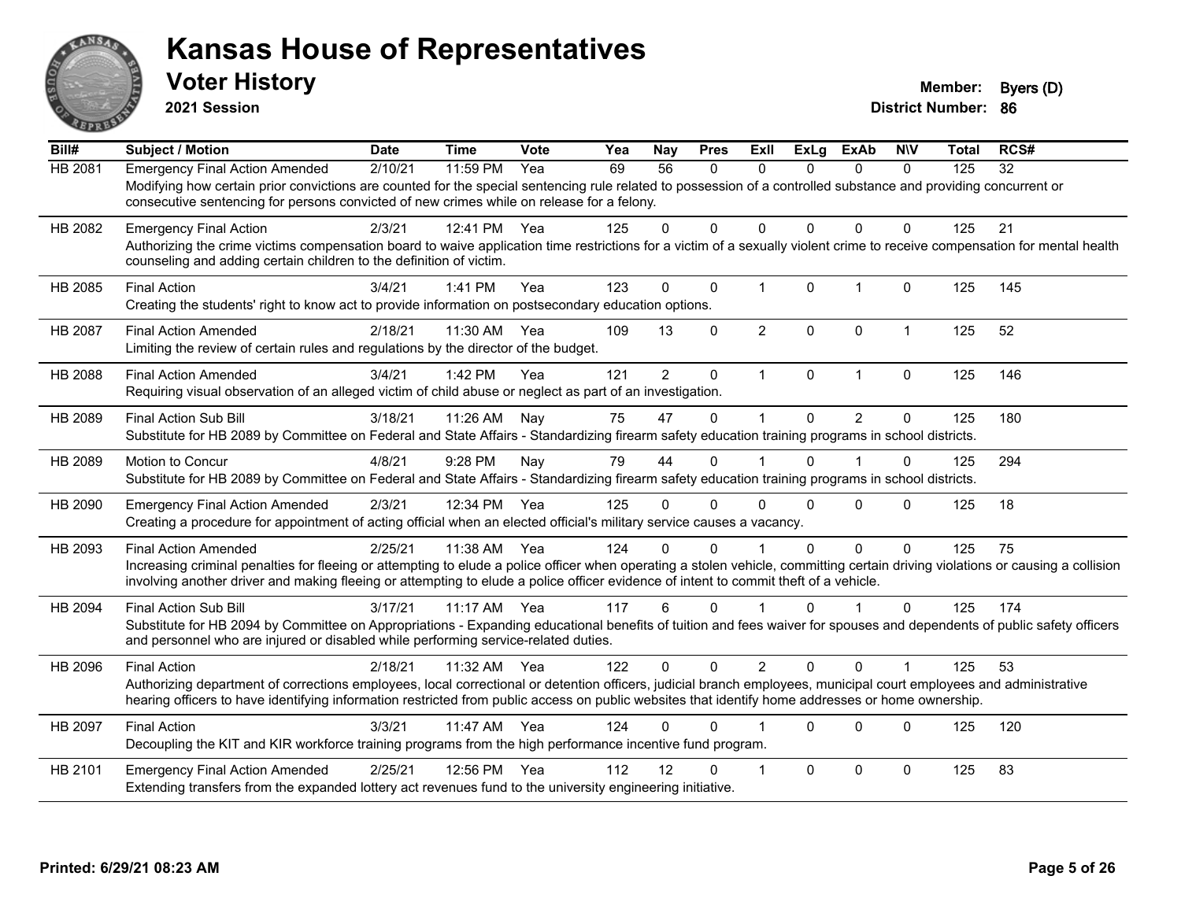# Kansas House of Representatives

## Voter History

**2021 Session**

**Member:** Byers (D)
**District Number:** 86

| Bill# | Subject / Motion | Date | Time | Vote | Yea | Nay | Pres | ExII | ExLg | ExAb | N\V | Total | RCS# |
|---|---|---|---|---|---|---|---|---|---|---|---|---|---|
| HB 2081 | Emergency Final Action Amended | 2/10/21 | 11:59 PM | Yea | 69 | 56 | 0 | 0 | 0 | 0 | 0 | 125 | 32 |
| | Modifying how certain prior convictions are counted for the special sentencing rule related to possession of a controlled substance and providing concurrent or consecutive sentencing for persons convicted of new crimes while on release for a felony. | | | | | | | | | | | | |
| HB 2082 | Emergency Final Action | 2/3/21 | 12:41 PM | Yea | 125 | 0 | 0 | 0 | 0 | 0 | 0 | 125 | 21 |
| | Authorizing the crime victims compensation board to waive application time restrictions for a victim of a sexually violent crime to receive compensation for mental health counseling and adding certain children to the definition of victim. | | | | | | | | | | | | |
| HB 2085 | Final Action | 3/4/21 | 1:41 PM | Yea | 123 | 0 | 0 | 1 | 0 | 1 | 0 | 125 | 145 |
| | Creating the students' right to know act to provide information on postsecondary education options. | | | | | | | | | | | | |
| HB 2087 | Final Action Amended | 2/18/21 | 11:30 AM | Yea | 109 | 13 | 0 | 2 | 0 | 0 | 1 | 125 | 52 |
| | Limiting the review of certain rules and regulations by the director of the budget. | | | | | | | | | | | | |
| HB 2088 | Final Action Amended | 3/4/21 | 1:42 PM | Yea | 121 | 2 | 0 | 1 | 0 | 1 | 0 | 125 | 146 |
| | Requiring visual observation of an alleged victim of child abuse or neglect as part of an investigation. | | | | | | | | | | | | |
| HB 2089 | Final Action Sub Bill | 3/18/21 | 11:26 AM | Nay | 75 | 47 | 0 | 1 | 0 | 2 | 0 | 125 | 180 |
| | Substitute for HB 2089 by Committee on Federal and State Affairs - Standardizing firearm safety education training programs in school districts. | | | | | | | | | | | | |
| HB 2089 | Motion to Concur | 4/8/21 | 9:28 PM | Nay | 79 | 44 | 0 | 1 | 0 | 1 | 0 | 125 | 294 |
| | Substitute for HB 2089 by Committee on Federal and State Affairs - Standardizing firearm safety education training programs in school districts. | | | | | | | | | | | | |
| HB 2090 | Emergency Final Action Amended | 2/3/21 | 12:34 PM | Yea | 125 | 0 | 0 | 0 | 0 | 0 | 0 | 125 | 18 |
| | Creating a procedure for appointment of acting official when an elected official's military service causes a vacancy. | | | | | | | | | | | | |
| HB 2093 | Final Action Amended | 2/25/21 | 11:38 AM | Yea | 124 | 0 | 0 | 1 | 0 | 0 | 0 | 125 | 75 |
| | Increasing criminal penalties for fleeing or attempting to elude a police officer when operating a stolen vehicle, committing certain driving violations or causing a collision involving another driver and making fleeing or attempting to elude a police officer evidence of intent to commit theft of a vehicle. | | | | | | | | | | | | |
| HB 2094 | Final Action Sub Bill | 3/17/21 | 11:17 AM | Yea | 117 | 6 | 0 | 1 | 0 | 1 | 0 | 125 | 174 |
| | Substitute for HB 2094 by Committee on Appropriations - Expanding educational benefits of tuition and fees waiver for spouses and dependents of public safety officers and personnel who are injured or disabled while performing service-related duties. | | | | | | | | | | | | |
| HB 2096 | Final Action | 2/18/21 | 11:32 AM | Yea | 122 | 0 | 0 | 2 | 0 | 0 | 1 | 125 | 53 |
| | Authorizing department of corrections employees, local correctional or detention officers, judicial branch employees, municipal court employees and administrative hearing officers to have identifying information restricted from public access on public websites that identify home addresses or home ownership. | | | | | | | | | | | | |
| HB 2097 | Final Action | 3/3/21 | 11:47 AM | Yea | 124 | 0 | 0 | 1 | 0 | 0 | 0 | 125 | 120 |
| | Decoupling the KIT and KIR workforce training programs from the high performance incentive fund program. | | | | | | | | | | | | |
| HB 2101 | Emergency Final Action Amended | 2/25/21 | 12:56 PM | Yea | 112 | 12 | 0 | 1 | 0 | 0 | 0 | 125 | 83 |
| | Extending transfers from the expanded lottery act revenues fund to the university engineering initiative. | | | | | | | | | | | | |

Printed: 6/29/21 08:23 AM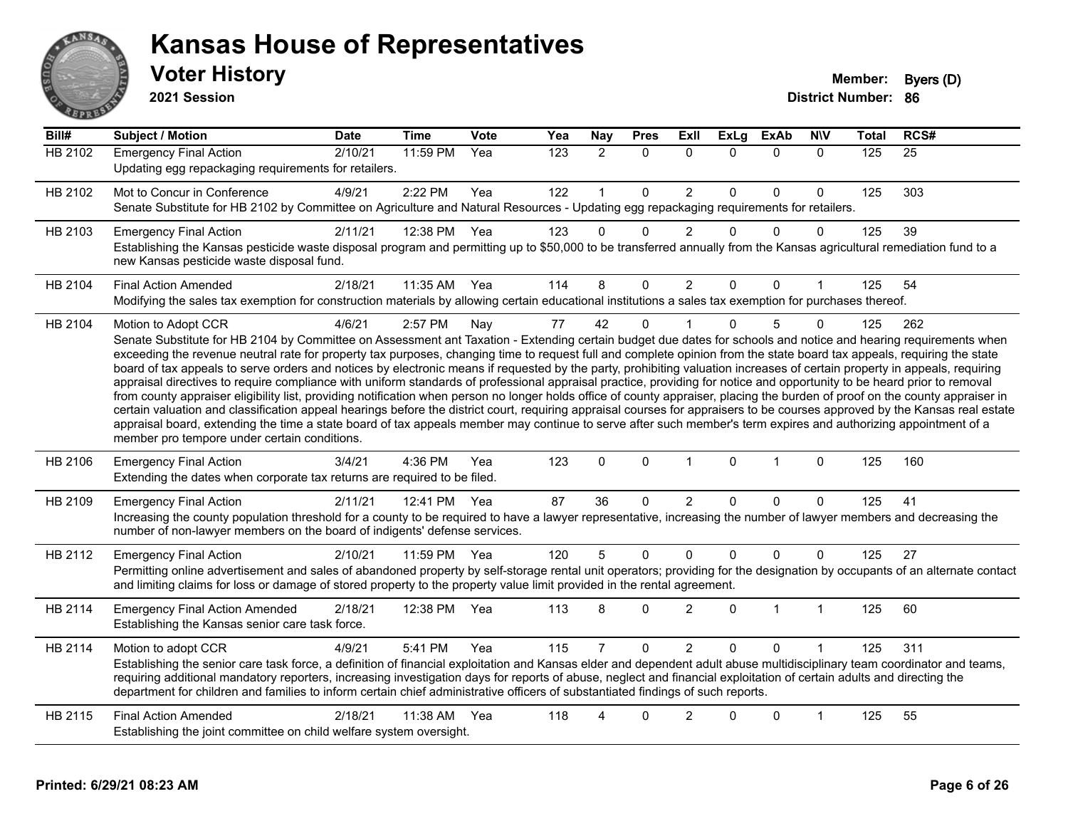# Kansas House of Representatives

## Voter History

**2021 Session**

**Member:** Byers (D)
**District Number:** 86

| Bill# | Subject / Motion | Date | Time | Vote | Yea | Nay | Pres | ExII | ExLg | ExAb | N\V | Total | RCS# |
|---|---|---|---|---|---|---|---|---|---|---|---|---|---|
| HB 2102 | Emergency Final Action | 2/10/21 | 11:59 PM | Yea | 123 | 2 | 0 | 0 | 0 | 0 | 0 | 125 | 25 |
| | Updating egg repackaging requirements for retailers. | | | | | | | | | | | | |
| HB 2102 | Mot to Concur in Conference | 4/9/21 | 2:22 PM | Yea | 122 | 1 | 0 | 2 | 0 | 0 | 0 | 125 | 303 |
| | Senate Substitute for HB 2102 by Committee on Agriculture and Natural Resources - Updating egg repackaging requirements for retailers. | | | | | | | | | | | | |
| HB 2103 | Emergency Final Action | 2/11/21 | 12:38 PM | Yea | 123 | 0 | 0 | 2 | 0 | 0 | 0 | 125 | 39 |
| | Establishing the Kansas pesticide waste disposal program and permitting up to $50,000 to be transferred annually from the Kansas agricultural remediation fund to a new Kansas pesticide waste disposal fund. | | | | | | | | | | | | |
| HB 2104 | Final Action Amended | 2/18/21 | 11:35 AM | Yea | 114 | 8 | 0 | 2 | 0 | 0 | 1 | 125 | 54 |
| | Modifying the sales tax exemption for construction materials by allowing certain educational institutions a sales tax exemption for purchases thereof. | | | | | | | | | | | | |
| HB 2104 | Motion to Adopt CCR | 4/6/21 | 2:57 PM | Nay | 77 | 42 | 0 | 1 | 0 | 5 | 0 | 125 | 262 |
| | Senate Substitute for HB 2104 by Committee on Assessment ant Taxation - Extending certain budget due dates for schools and notice and hearing requirements when exceeding the revenue neutral rate for property tax purposes, changing time to request full and complete opinion from the state board tax appeals, requiring the state board of tax appeals to serve orders and notices by electronic means if requested by the party, prohibiting valuation increases of certain property in appeals, requiring appraisal directives to require compliance with uniform standards of professional appraisal practice, providing for notice and opportunity to be heard prior to removal from county appraiser eligibility list, providing notification when person no longer holds office of county appraiser, placing the burden of proof on the county appraiser in certain valuation and classification appeal hearings before the district court, requiring appraisal courses for appraisers to be courses approved by the Kansas real estate appraisal board, extending the time a state board of tax appeals member may continue to serve after such member's term expires and authorizing appointment of a member pro tempore under certain conditions. | | | | | | | | | | | | |
| HB 2106 | Emergency Final Action | 3/4/21 | 4:36 PM | Yea | 123 | 0 | 0 | 1 | 0 | 1 | 0 | 125 | 160 |
| | Extending the dates when corporate tax returns are required to be filed. | | | | | | | | | | | | |
| HB 2109 | Emergency Final Action | 2/11/21 | 12:41 PM | Yea | 87 | 36 | 0 | 2 | 0 | 0 | 0 | 125 | 41 |
| | Increasing the county population threshold for a county to be required to have a lawyer representative, increasing the number of lawyer members and decreasing the number of non-lawyer members on the board of indigents' defense services. | | | | | | | | | | | | |
| HB 2112 | Emergency Final Action | 2/10/21 | 11:59 PM | Yea | 120 | 5 | 0 | 0 | 0 | 0 | 0 | 125 | 27 |
| | Permitting online advertisement and sales of abandoned property by self-storage rental unit operators; providing for the designation by occupants of an alternate contact and limiting claims for loss or damage of stored property to the property value limit provided in the rental agreement. | | | | | | | | | | | | |
| HB 2114 | Emergency Final Action Amended | 2/18/21 | 12:38 PM | Yea | 113 | 8 | 0 | 2 | 0 | 1 | 1 | 125 | 60 |
| | Establishing the Kansas senior care task force. | | | | | | | | | | | | |
| HB 2114 | Motion to adopt CCR | 4/9/21 | 5:41 PM | Yea | 115 | 7 | 0 | 2 | 0 | 0 | 1 | 125 | 311 |
| | Establishing the senior care task force, a definition of financial exploitation and Kansas elder and dependent adult abuse multidisciplinary team coordinator and teams, requiring additional mandatory reporters, increasing investigation days for reports of abuse, neglect and financial exploitation of certain adults and directing the department for children and families to inform certain chief administrative officers of substantiated findings of such reports. | | | | | | | | | | | | |
| HB 2115 | Final Action Amended | 2/18/21 | 11:38 AM | Yea | 118 | 4 | 0 | 2 | 0 | 0 | 1 | 125 | 55 |
| | Establishing the joint committee on child welfare system oversight. | | | | | | | | | | | | |

**Printed: 6/29/21 08:23 AM**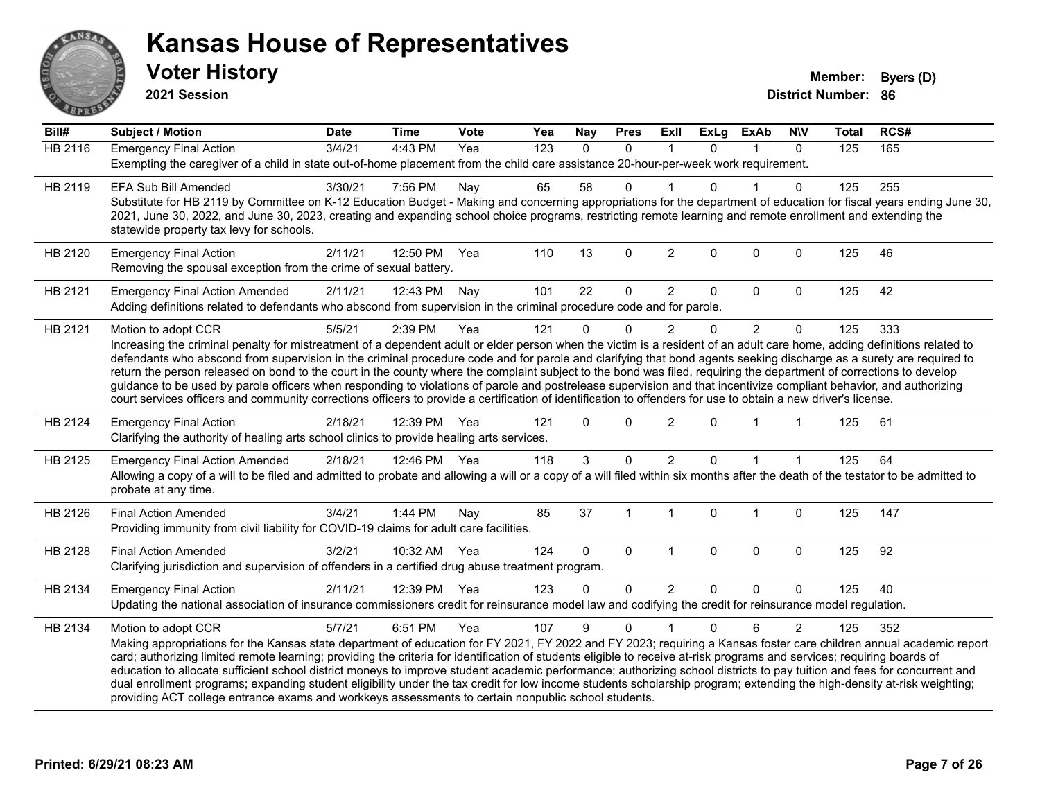# Kansas House of Representatives

## Voter History

**2021 Session**

**Member:** Byers (D)
**District Number:** 86

| Bill# | Subject / Motion | Date | Time | Vote | Yea | Nay | Pres | ExII | ExLg | ExAb | N\V | Total | RCS# |
|---|---|---|---|---|---|---|---|---|---|---|---|---|---|
| HB 2116 | Emergency Final Action | 3/4/21 | 4:43 PM | Yea | 123 | 0 | 0 | 1 | 0 | 1 | 0 | 125 | 165 |
| | Exempting the caregiver of a child in state out-of-home placement from the child care assistance 20-hour-per-week work requirement. | | | | | | | | | | | | |
| HB 2119 | EFA Sub Bill Amended | 3/30/21 | 7:56 PM | Nay | 65 | 58 | 0 | 1 | 0 | 1 | 0 | 125 | 255 |
| | Substitute for HB 2119 by Committee on K-12 Education Budget - Making and concerning appropriations for the department of education for fiscal years ending June 30, 2021, June 30, 2022, and June 30, 2023, creating and expanding school choice programs, restricting remote learning and remote enrollment and extending the statewide property tax levy for schools. | | | | | | | | | | | | |
| HB 2120 | Emergency Final Action | 2/11/21 | 12:50 PM | Yea | 110 | 13 | 0 | 2 | 0 | 0 | 0 | 125 | 46 |
| | Removing the spousal exception from the crime of sexual battery. | | | | | | | | | | | | |
| HB 2121 | Emergency Final Action Amended | 2/11/21 | 12:43 PM | Nay | 101 | 22 | 0 | 2 | 0 | 0 | 0 | 125 | 42 |
| | Adding definitions related to defendants who abscond from supervision in the criminal procedure code and for parole. | | | | | | | | | | | | |
| HB 2121 | Motion to adopt CCR | 5/5/21 | 2:39 PM | Yea | 121 | 0 | 0 | 2 | 0 | 2 | 0 | 125 | 333 |
| | Increasing the criminal penalty for mistreatment of a dependent adult or elder person when the victim is a resident of an adult care home, adding definitions related to defendants who abscond from supervision in the criminal procedure code and for parole and clarifying that bond agents seeking discharge as a surety are required to return the person released on bond to the court in the county where the complaint subject to the bond was filed, requiring the department of corrections to develop guidance to be used by parole officers when responding to violations of parole and postrelease supervision and that incentivize compliant behavior, and authorizing court services officers and community corrections officers to provide a certification of identification to offenders for use to obtain a new driver's license. | | | | | | | | | | | | |
| HB 2124 | Emergency Final Action | 2/18/21 | 12:39 PM | Yea | 121 | 0 | 0 | 2 | 0 | 1 | 1 | 125 | 61 |
| | Clarifying the authority of healing arts school clinics to provide healing arts services. | | | | | | | | | | | | |
| HB 2125 | Emergency Final Action Amended | 2/18/21 | 12:46 PM | Yea | 118 | 3 | 0 | 2 | 0 | 1 | 1 | 125 | 64 |
| | Allowing a copy of a will to be filed and admitted to probate and allowing a will or a copy of a will filed within six months after the death of the testator to be admitted to probate at any time. | | | | | | | | | | | | |
| HB 2126 | Final Action Amended | 3/4/21 | 1:44 PM | Nay | 85 | 37 | 1 | 1 | 0 | 1 | 0 | 125 | 147 |
| | Providing immunity from civil liability for COVID-19 claims for adult care facilities. | | | | | | | | | | | | |
| HB 2128 | Final Action Amended | 3/2/21 | 10:32 AM | Yea | 124 | 0 | 0 | 1 | 0 | 0 | 0 | 125 | 92 |
| | Clarifying jurisdiction and supervision of offenders in a certified drug abuse treatment program. | | | | | | | | | | | | |
| HB 2134 | Emergency Final Action | 2/11/21 | 12:39 PM | Yea | 123 | 0 | 0 | 2 | 0 | 0 | 0 | 125 | 40 |
| | Updating the national association of insurance commissioners credit for reinsurance model law and codifying the credit for reinsurance model regulation. | | | | | | | | | | | | |
| HB 2134 | Motion to adopt CCR | 5/7/21 | 6:51 PM | Yea | 107 | 9 | 0 | 1 | 0 | 6 | 2 | 125 | 352 |
| | Making appropriations for the Kansas state department of education for FY 2021, FY 2022 and FY 2023; requiring a Kansas foster care children annual academic report card; authorizing limited remote learning; providing the criteria for identification of students eligible to receive at-risk programs and services; requiring boards of education to allocate sufficient school district moneys to improve student academic performance; authorizing school districts to pay tuition and fees for concurrent and dual enrollment programs; expanding student eligibility under the tax credit for low income students scholarship program; extending the high-density at-risk weighting; providing ACT college entrance exams and workkeys assessments to certain nonpublic school students. | | | | | | | | | | | | |

Printed: 6/29/21 08:23 AM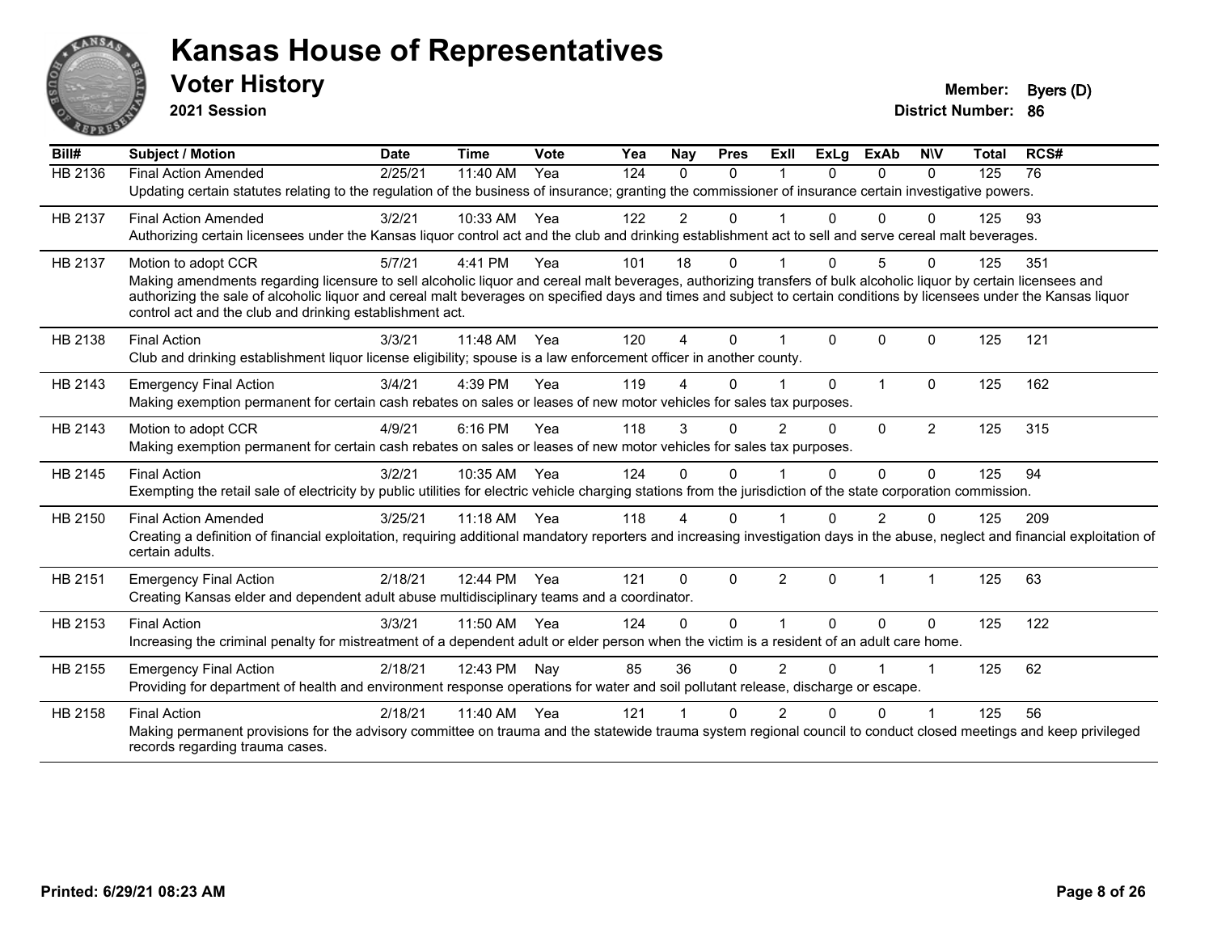# Kansas House of Representatives

## Voter History

**2021 Session**

**Member:** Byers (D)
**District Number:** 86

| Bill# | Subject / Motion | Date | Time | Vote | Yea | Nay | Pres | ExlI | ExLg | ExAb | N\V | Total | RCS# |
|---|---|---|---|---|---|---|---|---|---|---|---|---|---|
| HB 2136 | Final Action Amended | 2/25/21 | 11:40 AM | Yea | 124 | 0 | 0 | 1 | 0 | 0 | 0 | 125 | 76 |
| | Updating certain statutes relating to the regulation of the business of insurance; granting the commissioner of insurance certain investigative powers. | | | | | | | | | | | | |
| HB 2137 | Final Action Amended | 3/2/21 | 10:33 AM | Yea | 122 | 2 | 0 | 1 | 0 | 0 | 0 | 125 | 93 |
| | Authorizing certain licensees under the Kansas liquor control act and the club and drinking establishment act to sell and serve cereal malt beverages. | | | | | | | | | | | | |
| HB 2137 | Motion to adopt CCR | 5/7/21 | 4:41 PM | Yea | 101 | 18 | 0 | 1 | 0 | 5 | 0 | 125 | 351 |
| | Making amendments regarding licensure to sell alcoholic liquor and cereal malt beverages, authorizing transfers of bulk alcoholic liquor by certain licensees and authorizing the sale of alcoholic liquor and cereal malt beverages on specified days and times and subject to certain conditions by licensees under the Kansas liquor control act and the club and drinking establishment act. | | | | | | | | | | | | |
| HB 2138 | Final Action | 3/3/21 | 11:48 AM | Yea | 120 | 4 | 0 | 1 | 0 | 0 | 0 | 125 | 121 |
| | Club and drinking establishment liquor license eligibility; spouse is a law enforcement officer in another county. | | | | | | | | | | | | |
| HB 2143 | Emergency Final Action | 3/4/21 | 4:39 PM | Yea | 119 | 4 | 0 | 1 | 0 | 1 | 0 | 125 | 162 |
| | Making exemption permanent for certain cash rebates on sales or leases of new motor vehicles for sales tax purposes. | | | | | | | | | | | | |
| HB 2143 | Motion to adopt CCR | 4/9/21 | 6:16 PM | Yea | 118 | 3 | 0 | 2 | 0 | 0 | 2 | 125 | 315 |
| | Making exemption permanent for certain cash rebates on sales or leases of new motor vehicles for sales tax purposes. | | | | | | | | | | | | |
| HB 2145 | Final Action | 3/2/21 | 10:35 AM | Yea | 124 | 0 | 0 | 1 | 0 | 0 | 0 | 125 | 94 |
| | Exempting the retail sale of electricity by public utilities for electric vehicle charging stations from the jurisdiction of the state corporation commission. | | | | | | | | | | | | |
| HB 2150 | Final Action Amended | 3/25/21 | 11:18 AM | Yea | 118 | 4 | 0 | 1 | 0 | 2 | 0 | 125 | 209 |
| | Creating a definition of financial exploitation, requiring additional mandatory reporters and increasing investigation days in the abuse, neglect and financial exploitation of certain adults. | | | | | | | | | | | | |
| HB 2151 | Emergency Final Action | 2/18/21 | 12:44 PM | Yea | 121 | 0 | 0 | 2 | 0 | 1 | 1 | 125 | 63 |
| | Creating Kansas elder and dependent adult abuse multidisciplinary teams and a coordinator. | | | | | | | | | | | | |
| HB 2153 | Final Action | 3/3/21 | 11:50 AM | Yea | 124 | 0 | 0 | 1 | 0 | 0 | 0 | 125 | 122 |
| | Increasing the criminal penalty for mistreatment of a dependent adult or elder person when the victim is a resident of an adult care home. | | | | | | | | | | | | |
| HB 2155 | Emergency Final Action | 2/18/21 | 12:43 PM | Nay | 85 | 36 | 0 | 2 | 0 | 1 | 1 | 125 | 62 |
| | Providing for department of health and environment response operations for water and soil pollutant release, discharge or escape. | | | | | | | | | | | | |
| HB 2158 | Final Action | 2/18/21 | 11:40 AM | Yea | 121 | 1 | 0 | 2 | 0 | 0 | 1 | 125 | 56 |
| | Making permanent provisions for the advisory committee on trauma and the statewide trauma system regional council to conduct closed meetings and keep privileged records regarding trauma cases. | | | | | | | | | | | | |

**Printed: 6/29/21 08:23 AM**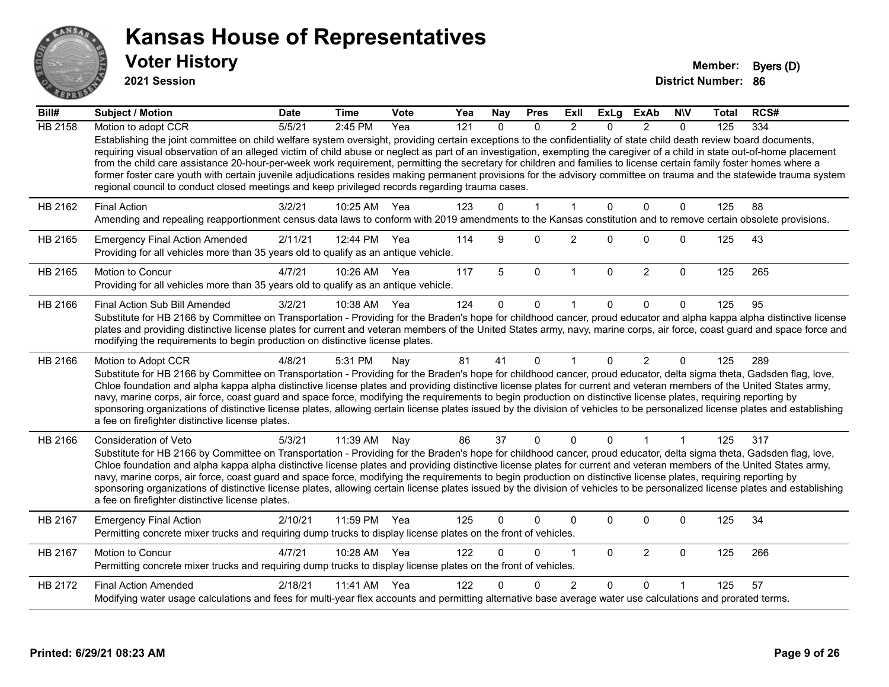# Kansas House of Representatives

## Voter History

**2021 Session**

**Member:** Byers (D)
**District Number:** 86

| Bill# | Subject / Motion | Date | Time | Vote | Yea | Nay | Pres | ExII | ExLg | ExAb | N\V | Total | RCS# |
|---|---|---|---|---|---|---|---|---|---|---|---|---|---|
| HB 2158 | Motion to adopt CCR | 5/5/21 | 2:45 PM | Yea | 121 | 0 | 0 | 2 | 0 | 2 | 0 | 125 | 334 |
| | Establishing the joint committee on child welfare system oversight, providing certain exceptions to the confidentiality of state child death review board documents, requiring visual observation of an alleged victim of child abuse or neglect as part of an investigation, exempting the caregiver of a child in state out-of-home placement from the child care assistance 20-hour-per-week work requirement, permitting the secretary for children and families to license certain family foster homes where a former foster care youth with certain juvenile adjudications resides making permanent provisions for the advisory committee on trauma and the statewide trauma system regional council to conduct closed meetings and keep privileged records regarding trauma cases. | | | | | | | | | | | | |
| HB 2162 | Final Action | 3/2/21 | 10:25 AM | Yea | 123 | 0 | 1 | 1 | 0 | 0 | 0 | 125 | 88 |
| | Amending and repealing reapportionment census data laws to conform with 2019 amendments to the Kansas constitution and to remove certain obsolete provisions. | | | | | | | | | | | | |
| HB 2165 | Emergency Final Action Amended | 2/11/21 | 12:44 PM | Yea | 114 | 9 | 0 | 2 | 0 | 0 | 0 | 125 | 43 |
| | Providing for all vehicles more than 35 years old to qualify as an antique vehicle. | | | | | | | | | | | | |
| HB 2165 | Motion to Concur | 4/7/21 | 10:26 AM | Yea | 117 | 5 | 0 | 1 | 0 | 2 | 0 | 125 | 265 |
| | Providing for all vehicles more than 35 years old to qualify as an antique vehicle. | | | | | | | | | | | | |
| HB 2166 | Final Action Sub Bill Amended | 3/2/21 | 10:38 AM | Yea | 124 | 0 | 0 | 1 | 0 | 0 | 0 | 125 | 95 |
| | Substitute for HB 2166 by Committee on Transportation - Providing for the Braden's hope for childhood cancer, proud educator and alpha kappa alpha distinctive license plates and providing distinctive license plates for current and veteran members of the United States army, navy, marine corps, air force, coast guard and space force and modifying the requirements to begin production on distinctive license plates. | | | | | | | | | | | | |
| HB 2166 | Motion to Adopt CCR | 4/8/21 | 5:31 PM | Nay | 81 | 41 | 0 | 1 | 0 | 2 | 0 | 125 | 289 |
| | Substitute for HB 2166 by Committee on Transportation - Providing for the Braden's hope for childhood cancer, proud educator, delta sigma theta, Gadsden flag, love, Chloe foundation and alpha kappa alpha distinctive license plates and providing distinctive license plates for current and veteran members of the United States army, navy, marine corps, air force, coast guard and space force, modifying the requirements to begin production on distinctive license plates, requiring reporting by sponsoring organizations of distinctive license plates, allowing certain license plates issued by the division of vehicles to be personalized license plates and establishing a fee on firefighter distinctive license plates. | | | | | | | | | | | | |
| HB 2166 | Consideration of Veto | 5/3/21 | 11:39 AM | Nay | 86 | 37 | 0 | 0 | 0 | 1 | 1 | 125 | 317 |
| | Substitute for HB 2166 by Committee on Transportation - Providing for the Braden's hope for childhood cancer, proud educator, delta sigma theta, Gadsden flag, love, Chloe foundation and alpha kappa alpha distinctive license plates and providing distinctive license plates for current and veteran members of the United States army, navy, marine corps, air force, coast guard and space force, modifying the requirements to begin production on distinctive license plates, requiring reporting by sponsoring organizations of distinctive license plates, allowing certain license plates issued by the division of vehicles to be personalized license plates and establishing a fee on firefighter distinctive license plates. | | | | | | | | | | | | |
| HB 2167 | Emergency Final Action | 2/10/21 | 11:59 PM | Yea | 125 | 0 | 0 | 0 | 0 | 0 | 0 | 125 | 34 |
| | Permitting concrete mixer trucks and requiring dump trucks to display license plates on the front of vehicles. | | | | | | | | | | | | |
| HB 2167 | Motion to Concur | 4/7/21 | 10:28 AM | Yea | 122 | 0 | 0 | 1 | 0 | 2 | 0 | 125 | 266 |
| | Permitting concrete mixer trucks and requiring dump trucks to display license plates on the front of vehicles. | | | | | | | | | | | | |
| HB 2172 | Final Action Amended | 2/18/21 | 11:41 AM | Yea | 122 | 0 | 0 | 2 | 0 | 0 | 1 | 125 | 57 |
| | Modifying water usage calculations and fees for multi-year flex accounts and permitting alternative base average water use calculations and prorated terms. | | | | | | | | | | | | |

Printed: 6/29/21 08:23 AM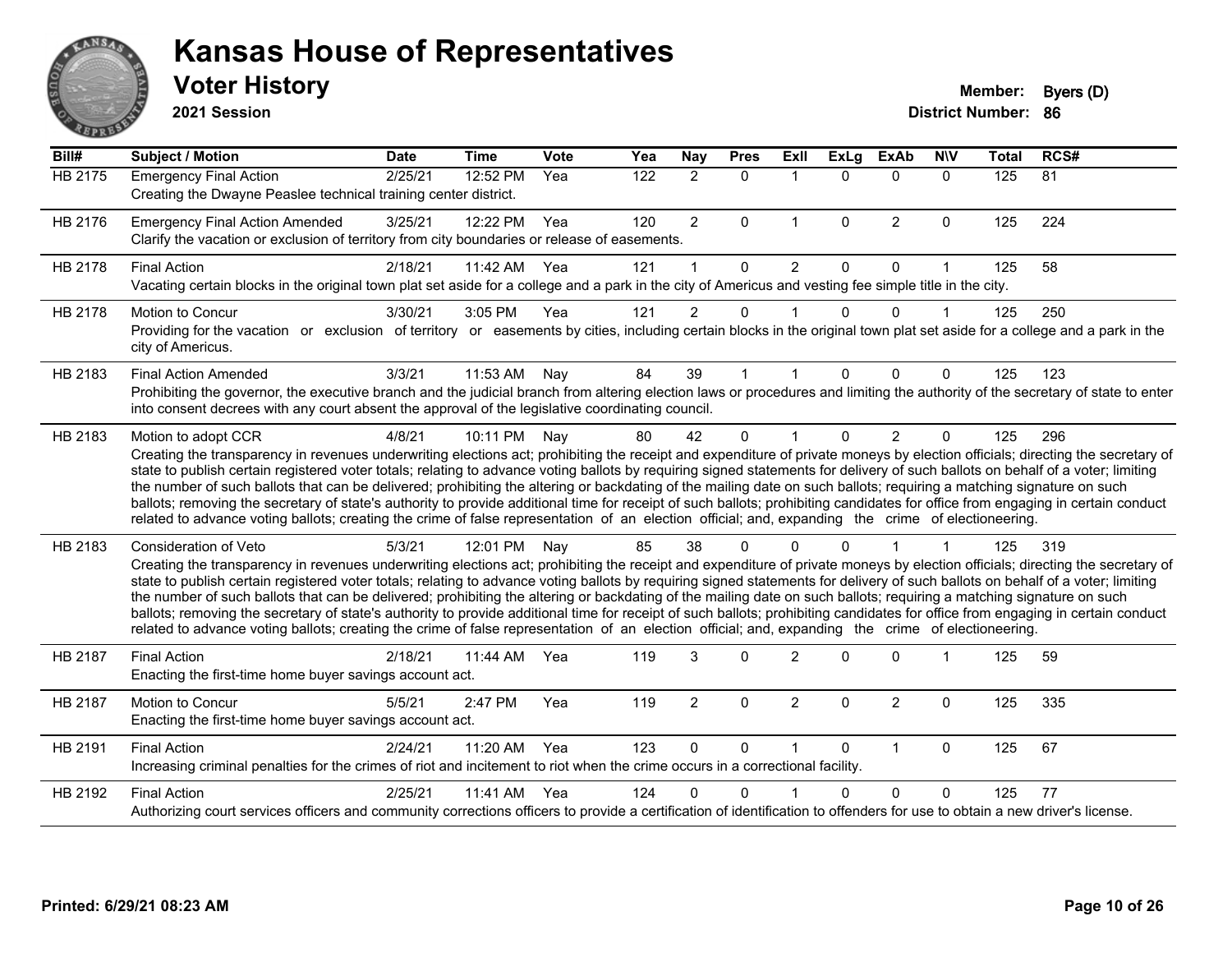# Kansas House of Representatives

## Voter History

**2021 Session**

**Member:** Byers (D)
**District Number:** 86

| Bill# | Subject / Motion | Date | Time | Vote | Yea | Nay | Pres | ExII | ExLg | ExAb | N\V | Total | RCS# |
|---|---|---|---|---|---|---|---|---|---|---|---|---|---|
| HB 2175 | Emergency Final Action | 2/25/21 | 12:52 PM | Yea | 122 | 2 | 0 | 1 | 0 | 0 | 0 | 125 | 81 |
| | Creating the Dwayne Peaslee technical training center district. | | | | | | | | | | | | |
| HB 2176 | Emergency Final Action Amended | 3/25/21 | 12:22 PM | Yea | 120 | 2 | 0 | 1 | 0 | 2 | 0 | 125 | 224 |
| | Clarify the vacation or exclusion of territory from city boundaries or release of easements. | | | | | | | | | | | | |
| HB 2178 | Final Action | 2/18/21 | 11:42 AM | Yea | 121 | 1 | 0 | 2 | 0 | 0 | 1 | 125 | 58 |
| | Vacating certain blocks in the original town plat set aside for a college and a park in the city of Americus and vesting fee simple title in the city. | | | | | | | | | | | | |
| HB 2178 | Motion to Concur | 3/30/21 | 3:05 PM | Yea | 121 | 2 | 0 | 1 | 0 | 0 | 1 | 125 | 250 |
| | Providing for the vacation or exclusion of territory or easements by cities, including certain blocks in the original town plat set aside for a college and a park in the city of Americus. | | | | | | | | | | | | |
| HB 2183 | Final Action Amended | 3/3/21 | 11:53 AM | Nay | 84 | 39 | 1 | 1 | 0 | 0 | 0 | 125 | 123 |
| | Prohibiting the governor, the executive branch and the judicial branch from altering election laws or procedures and limiting the authority of the secretary of state to enter into consent decrees with any court absent the approval of the legislative coordinating council. | | | | | | | | | | | | |
| HB 2183 | Motion to adopt CCR | 4/8/21 | 10:11 PM | Nay | 80 | 42 | 0 | 1 | 0 | 2 | 0 | 125 | 296 |
| | Creating the transparency in revenues underwriting elections act; prohibiting the receipt and expenditure of private moneys by election officials; directing the secretary of state to publish certain registered voter totals; relating to advance voting ballots by requiring signed statements for delivery of such ballots on behalf of a voter; limiting the number of such ballots that can be delivered; prohibiting the altering or backdating of the mailing date on such ballots; requiring a matching signature on such ballots; removing the secretary of state's authority to provide additional time for receipt of such ballots; prohibiting candidates for office from engaging in certain conduct related to advance voting ballots; creating the crime of false representation of an election official; and, expanding the crime of electioneering. | | | | | | | | | | | | |
| HB 2183 | Consideration of Veto | 5/3/21 | 12:01 PM | Nay | 85 | 38 | 0 | 0 | 0 | 1 | 1 | 125 | 319 |
| | Creating the transparency in revenues underwriting elections act; prohibiting the receipt and expenditure of private moneys by election officials; directing the secretary of state to publish certain registered voter totals; relating to advance voting ballots by requiring signed statements for delivery of such ballots on behalf of a voter; limiting the number of such ballots that can be delivered; prohibiting the altering or backdating of the mailing date on such ballots; requiring a matching signature on such ballots; removing the secretary of state's authority to provide additional time for receipt of such ballots; prohibiting candidates for office from engaging in certain conduct related to advance voting ballots; creating the crime of false representation of an election official; and, expanding the crime of electioneering. | | | | | | | | | | | | |
| HB 2187 | Final Action | 2/18/21 | 11:44 AM | Yea | 119 | 3 | 0 | 2 | 0 | 0 | 1 | 125 | 59 |
| | Enacting the first-time home buyer savings account act. | | | | | | | | | | | | |
| HB 2187 | Motion to Concur | 5/5/21 | 2:47 PM | Yea | 119 | 2 | 0 | 2 | 0 | 2 | 0 | 125 | 335 |
| | Enacting the first-time home buyer savings account act. | | | | | | | | | | | | |
| HB 2191 | Final Action | 2/24/21 | 11:20 AM | Yea | 123 | 0 | 0 | 1 | 0 | 1 | 0 | 125 | 67 |
| | Increasing criminal penalties for the crimes of riot and incitement to riot when the crime occurs in a correctional facility. | | | | | | | | | | | | |
| HB 2192 | Final Action | 2/25/21 | 11:41 AM | Yea | 124 | 0 | 0 | 1 | 0 | 0 | 0 | 125 | 77 |
| | Authorizing court services officers and community corrections officers to provide a certification of identification to offenders for use to obtain a new driver's license. | | | | | | | | | | | | |

Printed: 6/29/21 08:23 AM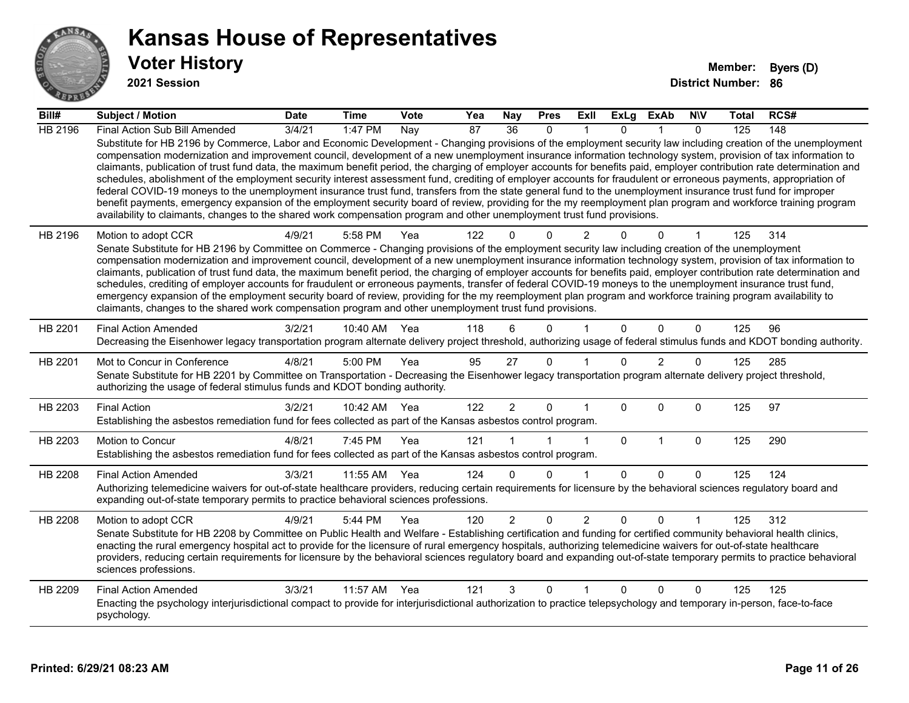# Kansas House of Representatives

## Voter History

**2021 Session**

**Member:** Byers (D)
**District Number:** 86

| Bill# | Subject / Motion | Date | Time | Vote | Yea | Nay | Pres | ExIl | ExLg | ExAb | N\V | Total | RCS# |
|---|---|---|---|---|---|---|---|---|---|---|---|---|---|
| HB 2196 | Final Action Sub Bill Amended | 3/4/21 | 1:47 PM | Nay | 87 | 36 | 0 | 1 | 0 | 1 | 0 | 125 | 148 |
| | Substitute for HB 2196 by Commerce, Labor and Economic Development - Changing provisions of the employment security law including creation of the unemployment compensation modernization and improvement council, development of a new unemployment insurance information technology system, provision of tax information to claimants, publication of trust fund data, the maximum benefit period, the charging of employer accounts for benefits paid, employer contribution rate determination and schedules, abolishment of the employment security interest assessment fund, crediting of employer accounts for fraudulent or erroneous payments, appropriation of federal COVID-19 moneys to the unemployment insurance trust fund, transfers from the state general fund to the unemployment insurance trust fund for improper benefit payments, emergency expansion of the employment security board of review, providing for the my reemployment plan program and workforce training program availability to claimants, changes to the shared work compensation program and other unemployment trust fund provisions. | | | | | | | | | | | | |
| HB 2196 | Motion to adopt CCR | 4/9/21 | 5:58 PM | Yea | 122 | 0 | 0 | 2 | 0 | 0 | 1 | 125 | 314 |
| | Senate Substitute for HB 2196 by Committee on Commerce - Changing provisions of the employment security law including creation of the unemployment compensation modernization and improvement council, development of a new unemployment insurance information technology system, provision of tax information to claimants, publication of trust fund data, the maximum benefit period, the charging of employer accounts for benefits paid, employer contribution rate determination and schedules, crediting of employer accounts for fraudulent or erroneous payments, transfer of federal COVID-19 moneys to the unemployment insurance trust fund, emergency expansion of the employment security board of review, providing for the my reemployment plan program and workforce training program availability to claimants, changes to the shared work compensation program and other unemployment trust fund provisions. | | | | | | | | | | | | |
| HB 2201 | Final Action Amended | 3/2/21 | 10:40 AM | Yea | 118 | 6 | 0 | 1 | 0 | 0 | 0 | 125 | 96 |
| | Decreasing the Eisenhower legacy transportation program alternate delivery project threshold, authorizing usage of federal stimulus funds and KDOT bonding authority. | | | | | | | | | | | | |
| HB 2201 | Mot to Concur in Conference | 4/8/21 | 5:00 PM | Yea | 95 | 27 | 0 | 1 | 0 | 2 | 0 | 125 | 285 |
| | Senate Substitute for HB 2201 by Committee on Transportation - Decreasing the Eisenhower legacy transportation program alternate delivery project threshold, authorizing the usage of federal stimulus funds and KDOT bonding authority. | | | | | | | | | | | | |
| HB 2203 | Final Action | 3/2/21 | 10:42 AM | Yea | 122 | 2 | 0 | 1 | 0 | 0 | 0 | 125 | 97 |
| | Establishing the asbestos remediation fund for fees collected as part of the Kansas asbestos control program. | | | | | | | | | | | | |
| HB 2203 | Motion to Concur | 4/8/21 | 7:45 PM | Yea | 121 | 1 | 1 | 1 | 0 | 1 | 0 | 125 | 290 |
| | Establishing the asbestos remediation fund for fees collected as part of the Kansas asbestos control program. | | | | | | | | | | | | |
| HB 2208 | Final Action Amended | 3/3/21 | 11:55 AM | Yea | 124 | 0 | 0 | 1 | 0 | 0 | 0 | 125 | 124 |
| | Authorizing telemedicine waivers for out-of-state healthcare providers, reducing certain requirements for licensure by the behavioral sciences regulatory board and expanding out-of-state temporary permits to practice behavioral sciences professions. | | | | | | | | | | | | |
| HB 2208 | Motion to adopt CCR | 4/9/21 | 5:44 PM | Yea | 120 | 2 | 0 | 2 | 0 | 0 | 1 | 125 | 312 |
| | Senate Substitute for HB 2208 by Committee on Public Health and Welfare - Establishing certification and funding for certified community behavioral health clinics, enacting the rural emergency hospital act to provide for the licensure of rural emergency hospitals, authorizing telemedicine waivers for out-of-state healthcare providers, reducing certain requirements for licensure by the behavioral sciences regulatory board and expanding out-of-state temporary permits to practice behavioral sciences professions. | | | | | | | | | | | | |
| HB 2209 | Final Action Amended | 3/3/21 | 11:57 AM | Yea | 121 | 3 | 0 | 1 | 0 | 0 | 0 | 125 | 125 |
| | Enacting the psychology interjurisdictional compact to provide for interjurisdictional authorization to practice telepsychology and temporary in-person, face-to-face psychology. | | | | | | | | | | | | |

Printed: 6/29/21 08:23 AM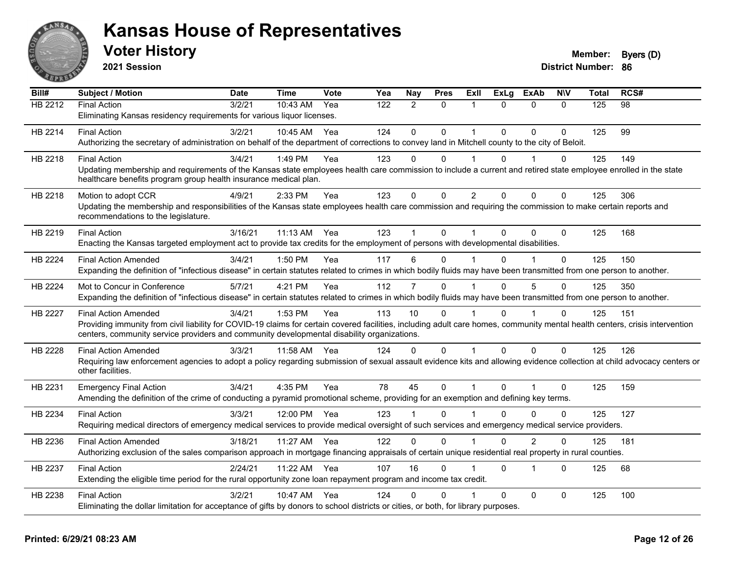# Kansas House of Representatives

## Voter History

**2021 Session**

**Member:** Byers (D)
**District Number:** 86

| Bill# | Subject / Motion | Date | Time | Vote | Yea | Nay | Pres | ExII | ExLg | ExAb | N\V | Total | RCS# |
|---|---|---|---|---|---|---|---|---|---|---|---|---|---|
| HB 2212 | Final Action | 3/2/21 | 10:43 AM | Yea | 122 | 2 | 0 | 1 | 0 | 0 | 0 | 125 | 98 |
| | Eliminating Kansas residency requirements for various liquor licenses. | | | | | | | | | | | | |
| HB 2214 | Final Action | 3/2/21 | 10:45 AM | Yea | 124 | 0 | 0 | 1 | 0 | 0 | 0 | 125 | 99 |
| | Authorizing the secretary of administration on behalf of the department of corrections to convey land in Mitchell county to the city of Beloit. | | | | | | | | | | | | |
| HB 2218 | Final Action | 3/4/21 | 1:49 PM | Yea | 123 | 0 | 0 | 1 | 0 | 1 | 0 | 125 | 149 |
| | Updating membership and requirements of the Kansas state employees health care commission to include a current and retired state employee enrolled in the state healthcare benefits program group health insurance medical plan. | | | | | | | | | | | | |
| HB 2218 | Motion to adopt CCR | 4/9/21 | 2:33 PM | Yea | 123 | 0 | 0 | 2 | 0 | 0 | 0 | 125 | 306 |
| | Updating the membership and responsibilities of the Kansas state employees health care commission and requiring the commission to make certain reports and recommendations to the legislature. | | | | | | | | | | | | |
| HB 2219 | Final Action | 3/16/21 | 11:13 AM | Yea | 123 | 1 | 0 | 1 | 0 | 0 | 0 | 125 | 168 |
| | Enacting the Kansas targeted employment act to provide tax credits for the employment of persons with developmental disabilities. | | | | | | | | | | | | |
| HB 2224 | Final Action Amended | 3/4/21 | 1:50 PM | Yea | 117 | 6 | 0 | 1 | 0 | 1 | 0 | 125 | 150 |
| | Expanding the definition of "infectious disease" in certain statutes related to crimes in which bodily fluids may have been transmitted from one person to another. | | | | | | | | | | | | |
| HB 2224 | Mot to Concur in Conference | 5/7/21 | 4:21 PM | Yea | 112 | 7 | 0 | 1 | 0 | 5 | 0 | 125 | 350 |
| | Expanding the definition of "infectious disease" in certain statutes related to crimes in which bodily fluids may have been transmitted from one person to another. | | | | | | | | | | | | |
| HB 2227 | Final Action Amended | 3/4/21 | 1:53 PM | Yea | 113 | 10 | 0 | 1 | 0 | 1 | 0 | 125 | 151 |
| | Providing immunity from civil liability for COVID-19 claims for certain covered facilities, including adult care homes, community mental health centers, crisis intervention centers, community service providers and community developmental disability organizations. | | | | | | | | | | | | |
| HB 2228 | Final Action Amended | 3/3/21 | 11:58 AM | Yea | 124 | 0 | 0 | 1 | 0 | 0 | 0 | 125 | 126 |
| | Requiring law enforcement agencies to adopt a policy regarding submission of sexual assault evidence kits and allowing evidence collection at child advocacy centers or other facilities. | | | | | | | | | | | | |
| HB 2231 | Emergency Final Action | 3/4/21 | 4:35 PM | Yea | 78 | 45 | 0 | 1 | 0 | 1 | 0 | 125 | 159 |
| | Amending the definition of the crime of conducting a pyramid promotional scheme, providing for an exemption and defining key terms. | | | | | | | | | | | | |
| HB 2234 | Final Action | 3/3/21 | 12:00 PM | Yea | 123 | 1 | 0 | 1 | 0 | 0 | 0 | 125 | 127 |
| | Requiring medical directors of emergency medical services to provide medical oversight of such services and emergency medical service providers. | | | | | | | | | | | | |
| HB 2236 | Final Action Amended | 3/18/21 | 11:27 AM | Yea | 122 | 0 | 0 | 1 | 0 | 2 | 0 | 125 | 181 |
| | Authorizing exclusion of the sales comparison approach in mortgage financing appraisals of certain unique residential real property in rural counties. | | | | | | | | | | | | |
| HB 2237 | Final Action | 2/24/21 | 11:22 AM | Yea | 107 | 16 | 0 | 1 | 0 | 1 | 0 | 125 | 68 |
| | Extending the eligible time period for the rural opportunity zone loan repayment program and income tax credit. | | | | | | | | | | | | |
| HB 2238 | Final Action | 3/2/21 | 10:47 AM | Yea | 124 | 0 | 0 | 1 | 0 | 0 | 0 | 125 | 100 |
| | Eliminating the dollar limitation for acceptance of gifts by donors to school districts or cities, or both, for library purposes. | | | | | | | | | | | | |

**Printed: 6/29/21 08:23 AM**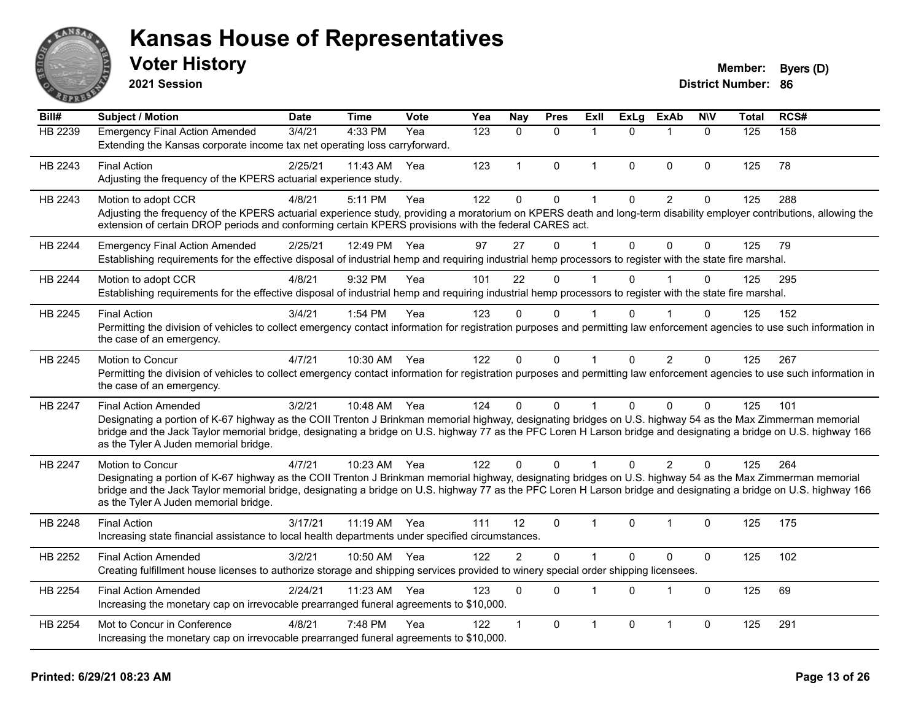# Kansas House of Representatives

## Voter History

**2021 Session**

**Member:** Byers (D)
**District Number:** 86

| Bill# | Subject / Motion | Date | Time | Vote | Yea | Nay | Pres | ExII | ExLg | ExAb | N\V | Total | RCS# |
|---|---|---|---|---|---|---|---|---|---|---|---|---|---|
| HB 2239 | Emergency Final Action Amended | 3/4/21 | 4:33 PM | Yea | 123 | 0 | 0 | 1 | 0 | 1 | 0 | 125 | 158 |
| | Extending the Kansas corporate income tax net operating loss carryforward. | | | | | | | | | | | | |
| HB 2243 | Final Action | 2/25/21 | 11:43 AM | Yea | 123 | 1 | 0 | 1 | 0 | 0 | 0 | 125 | 78 |
| | Adjusting the frequency of the KPERS actuarial experience study. | | | | | | | | | | | | |
| HB 2243 | Motion to adopt CCR | 4/8/21 | 5:11 PM | Yea | 122 | 0 | 0 | 1 | 0 | 2 | 0 | 125 | 288 |
| | Adjusting the frequency of the KPERS actuarial experience study, providing a moratorium on KPERS death and long-term disability employer contributions, allowing the extension of certain DROP periods and conforming certain KPERS provisions with the federal CARES act. | | | | | | | | | | | | |
| HB 2244 | Emergency Final Action Amended | 2/25/21 | 12:49 PM | Yea | 97 | 27 | 0 | 1 | 0 | 0 | 0 | 125 | 79 |
| | Establishing requirements for the effective disposal of industrial hemp and requiring industrial hemp processors to register with the state fire marshal. | | | | | | | | | | | | |
| HB 2244 | Motion to adopt CCR | 4/8/21 | 9:32 PM | Yea | 101 | 22 | 0 | 1 | 0 | 1 | 0 | 125 | 295 |
| | Establishing requirements for the effective disposal of industrial hemp and requiring industrial hemp processors to register with the state fire marshal. | | | | | | | | | | | | |
| HB 2245 | Final Action | 3/4/21 | 1:54 PM | Yea | 123 | 0 | 0 | 1 | 0 | 1 | 0 | 125 | 152 |
| | Permitting the division of vehicles to collect emergency contact information for registration purposes and permitting law enforcement agencies to use such information in the case of an emergency. | | | | | | | | | | | | |
| HB 2245 | Motion to Concur | 4/7/21 | 10:30 AM | Yea | 122 | 0 | 0 | 1 | 0 | 2 | 0 | 125 | 267 |
| | Permitting the division of vehicles to collect emergency contact information for registration purposes and permitting law enforcement agencies to use such information in the case of an emergency. | | | | | | | | | | | | |
| HB 2247 | Final Action Amended | 3/2/21 | 10:48 AM | Yea | 124 | 0 | 0 | 1 | 0 | 0 | 0 | 125 | 101 |
| | Designating a portion of K-67 highway as the COII Trenton J Brinkman memorial highway, designating bridges on U.S. highway 54 as the Max Zimmerman memorial bridge and the Jack Taylor memorial bridge, designating a bridge on U.S. highway 77 as the PFC Loren H Larson bridge and designating a bridge on U.S. highway 166 as the Tyler A Juden memorial bridge. | | | | | | | | | | | | |
| HB 2247 | Motion to Concur | 4/7/21 | 10:23 AM | Yea | 122 | 0 | 0 | 1 | 0 | 2 | 0 | 125 | 264 |
| | Designating a portion of K-67 highway as the COII Trenton J Brinkman memorial highway, designating bridges on U.S. highway 54 as the Max Zimmerman memorial bridge and the Jack Taylor memorial bridge, designating a bridge on U.S. highway 77 as the PFC Loren H Larson bridge and designating a bridge on U.S. highway 166 as the Tyler A Juden memorial bridge. | | | | | | | | | | | | |
| HB 2248 | Final Action | 3/17/21 | 11:19 AM | Yea | 111 | 12 | 0 | 1 | 0 | 1 | 0 | 125 | 175 |
| | Increasing state financial assistance to local health departments under specified circumstances. | | | | | | | | | | | | |
| HB 2252 | Final Action Amended | 3/2/21 | 10:50 AM | Yea | 122 | 2 | 0 | 1 | 0 | 0 | 0 | 125 | 102 |
| | Creating fulfillment house licenses to authorize storage and shipping services provided to winery special order shipping licensees. | | | | | | | | | | | | |
| HB 2254 | Final Action Amended | 2/24/21 | 11:23 AM | Yea | 123 | 0 | 0 | 1 | 0 | 1 | 0 | 125 | 69 |
| | Increasing the monetary cap on irrevocable prearranged funeral agreements to $10,000. | | | | | | | | | | | | |
| HB 2254 | Mot to Concur in Conference | 4/8/21 | 7:48 PM | Yea | 122 | 1 | 0 | 1 | 0 | 1 | 0 | 125 | 291 |
| | Increasing the monetary cap on irrevocable prearranged funeral agreements to $10,000. | | | | | | | | | | | | |

**Printed: 6/29/21 08:23 AM**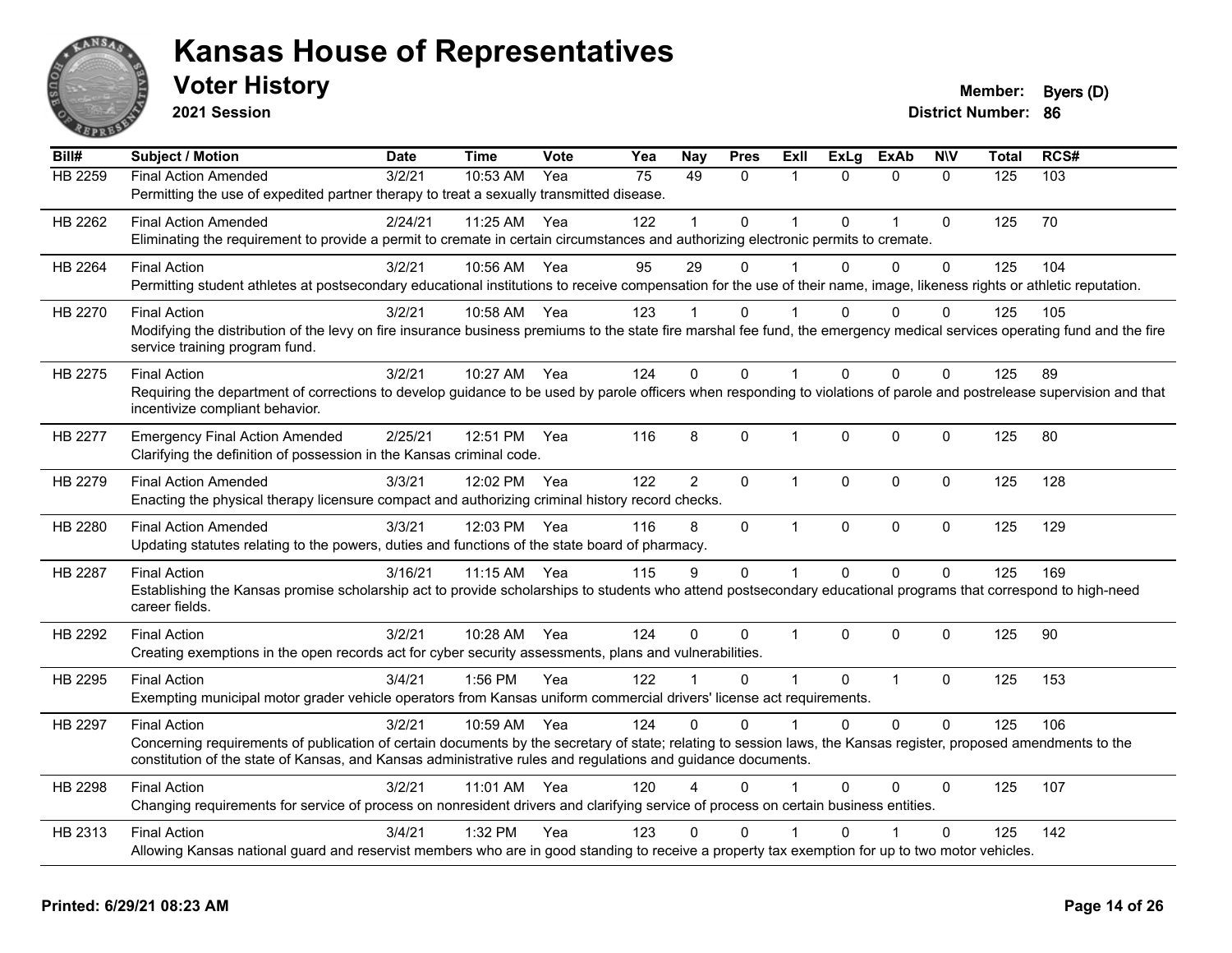# Kansas House of Representatives

## Voter History

**2021 Session**

**Member:** Byers (D)
**District Number:** 86

| Bill# | Subject / Motion | Date | Time | Vote | Yea | Nay | Pres | ExII | ExLg | ExAb | N\V | Total | RCS# |
|---|---|---|---|---|---|---|---|---|---|---|---|---|---|
| HB 2259 | Final Action Amended | 3/2/21 | 10:53 AM | Yea | 75 | 49 | 0 | 1 | 0 | 0 | 0 | 125 | 103 |
| | Permitting the use of expedited partner therapy to treat a sexually transmitted disease. | | | | | | | | | | | | |
| HB 2262 | Final Action Amended | 2/24/21 | 11:25 AM | Yea | 122 | 1 | 0 | 1 | 0 | 1 | 0 | 125 | 70 |
| | Eliminating the requirement to provide a permit to cremate in certain circumstances and authorizing electronic permits to cremate. | | | | | | | | | | | | |
| HB 2264 | Final Action | 3/2/21 | 10:56 AM | Yea | 95 | 29 | 0 | 1 | 0 | 0 | 0 | 125 | 104 |
| | Permitting student athletes at postsecondary educational institutions to receive compensation for the use of their name, image, likeness rights or athletic reputation. | | | | | | | | | | | | |
| HB 2270 | Final Action | 3/2/21 | 10:58 AM | Yea | 123 | 1 | 0 | 1 | 0 | 0 | 0 | 125 | 105 |
| | Modifying the distribution of the levy on fire insurance business premiums to the state fire marshal fee fund, the emergency medical services operating fund and the fire service training program fund. | | | | | | | | | | | | |
| HB 2275 | Final Action | 3/2/21 | 10:27 AM | Yea | 124 | 0 | 0 | 1 | 0 | 0 | 0 | 125 | 89 |
| | Requiring the department of corrections to develop guidance to be used by parole officers when responding to violations of parole and postrelease supervision and that incentivize compliant behavior. | | | | | | | | | | | | |
| HB 2277 | Emergency Final Action Amended | 2/25/21 | 12:51 PM | Yea | 116 | 8 | 0 | 1 | 0 | 0 | 0 | 125 | 80 |
| | Clarifying the definition of possession in the Kansas criminal code. | | | | | | | | | | | | |
| HB 2279 | Final Action Amended | 3/3/21 | 12:02 PM | Yea | 122 | 2 | 0 | 1 | 0 | 0 | 0 | 125 | 128 |
| | Enacting the physical therapy licensure compact and authorizing criminal history record checks. | | | | | | | | | | | | |
| HB 2280 | Final Action Amended | 3/3/21 | 12:03 PM | Yea | 116 | 8 | 0 | 1 | 0 | 0 | 0 | 125 | 129 |
| | Updating statutes relating to the powers, duties and functions of the state board of pharmacy. | | | | | | | | | | | | |
| HB 2287 | Final Action | 3/16/21 | 11:15 AM | Yea | 115 | 9 | 0 | 1 | 0 | 0 | 0 | 125 | 169 |
| | Establishing the Kansas promise scholarship act to provide scholarships to students who attend postsecondary educational programs that correspond to high-need career fields. | | | | | | | | | | | | |
| HB 2292 | Final Action | 3/2/21 | 10:28 AM | Yea | 124 | 0 | 0 | 1 | 0 | 0 | 0 | 125 | 90 |
| | Creating exemptions in the open records act for cyber security assessments, plans and vulnerabilities. | | | | | | | | | | | | |
| HB 2295 | Final Action | 3/4/21 | 1:56 PM | Yea | 122 | 1 | 0 | 1 | 0 | 1 | 0 | 125 | 153 |
| | Exempting municipal motor grader vehicle operators from Kansas uniform commercial drivers' license act requirements. | | | | | | | | | | | | |
| HB 2297 | Final Action | 3/2/21 | 10:59 AM | Yea | 124 | 0 | 0 | 1 | 0 | 0 | 0 | 125 | 106 |
| | Concerning requirements of publication of certain documents by the secretary of state; relating to session laws, the Kansas register, proposed amendments to the constitution of the state of Kansas, and Kansas administrative rules and regulations and guidance documents. | | | | | | | | | | | | |
| HB 2298 | Final Action | 3/2/21 | 11:01 AM | Yea | 120 | 4 | 0 | 1 | 0 | 0 | 0 | 125 | 107 |
| | Changing requirements for service of process on nonresident drivers and clarifying service of process on certain business entities. | | | | | | | | | | | | |
| HB 2313 | Final Action | 3/4/21 | 1:32 PM | Yea | 123 | 0 | 0 | 1 | 0 | 1 | 0 | 125 | 142 |
| | Allowing Kansas national guard and reservist members who are in good standing to receive a property tax exemption for up to two motor vehicles. | | | | | | | | | | | | |

**Printed: 6/29/21 08:23 AM**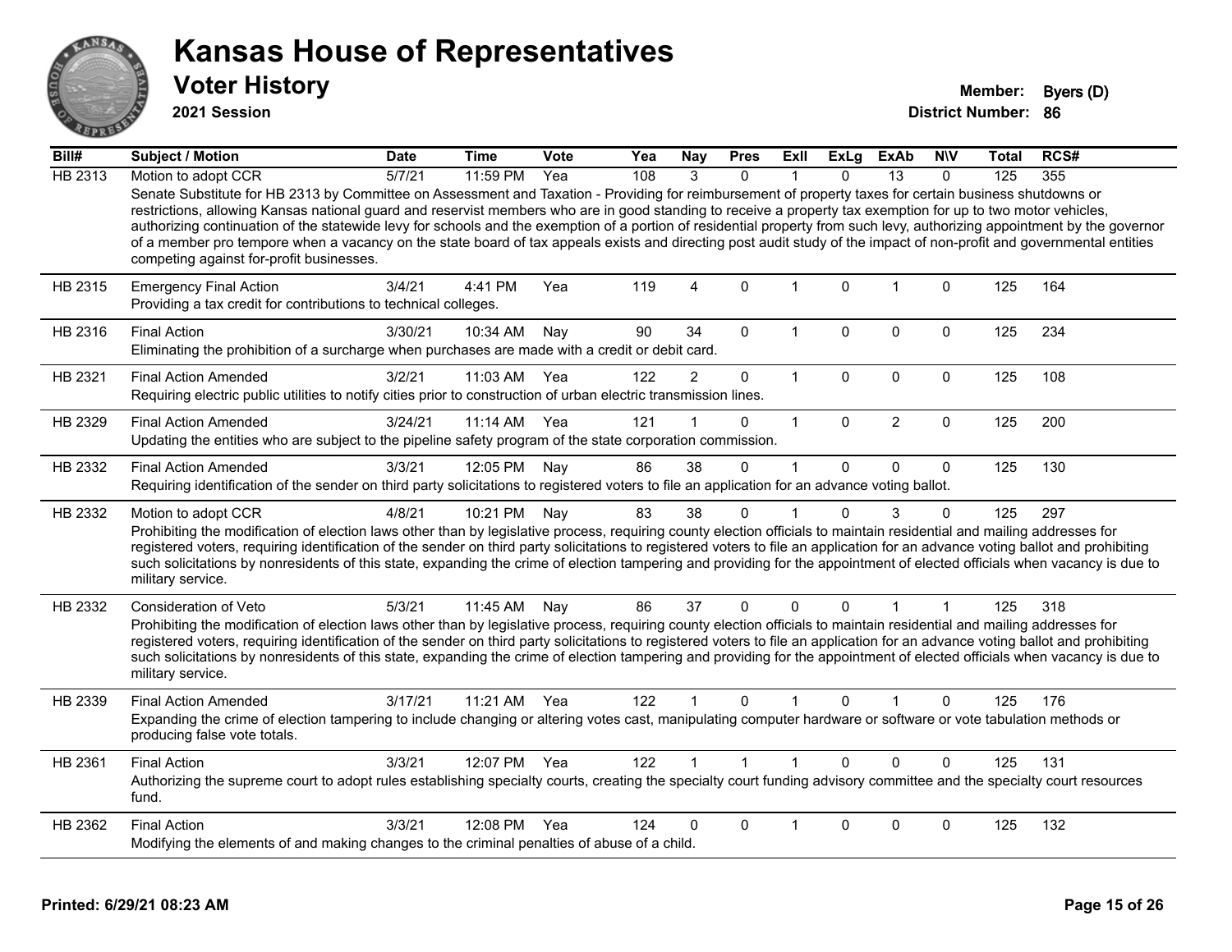# Kansas House of Representatives

## Voter History

**2021 Session**

**Member:** Byers (D)
**District Number:** 86

| Bill# | Subject / Motion | Date | Time | Vote | Yea | Nay | Pres | ExII | ExLg | ExAb | N\V | Total | RCS# |
|---|---|---|---|---|---|---|---|---|---|---|---|---|---|
| HB 2313 | Motion to adopt CCR | 5/7/21 | 11:59 PM | Yea | 108 | 3 | 0 | 1 | 0 | 13 | 0 | 125 | 355 |
| | Senate Substitute for HB 2313 by Committee on Assessment and Taxation - Providing for reimbursement of property taxes for certain business shutdowns or restrictions, allowing Kansas national guard and reservist members who are in good standing to receive a property tax exemption for up to two motor vehicles, authorizing continuation of the statewide levy for schools and the exemption of a portion of residential property from such levy, authorizing appointment by the governor of a member pro tempore when a vacancy on the state board of tax appeals exists and directing post audit study of the impact of non-profit and governmental entities competing against for-profit businesses. | | | | | | | | | | | | |
| HB 2315 | Emergency Final Action | 3/4/21 | 4:41 PM | Yea | 119 | 4 | 0 | 1 | 0 | 1 | 0 | 125 | 164 |
| | Providing a tax credit for contributions to technical colleges. | | | | | | | | | | | | |
| HB 2316 | Final Action | 3/30/21 | 10:34 AM | Nay | 90 | 34 | 0 | 1 | 0 | 0 | 0 | 125 | 234 |
| | Eliminating the prohibition of a surcharge when purchases are made with a credit or debit card. | | | | | | | | | | | | |
| HB 2321 | Final Action Amended | 3/2/21 | 11:03 AM | Yea | 122 | 2 | 0 | 1 | 0 | 0 | 0 | 125 | 108 |
| | Requiring electric public utilities to notify cities prior to construction of urban electric transmission lines. | | | | | | | | | | | | |
| HB 2329 | Final Action Amended | 3/24/21 | 11:14 AM | Yea | 121 | 1 | 0 | 1 | 0 | 2 | 0 | 125 | 200 |
| | Updating the entities who are subject to the pipeline safety program of the state corporation commission. | | | | | | | | | | | | |
| HB 2332 | Final Action Amended | 3/3/21 | 12:05 PM | Nay | 86 | 38 | 0 | 1 | 0 | 0 | 0 | 125 | 130 |
| | Requiring identification of the sender on third party solicitations to registered voters to file an application for an advance voting ballot. | | | | | | | | | | | | |
| HB 2332 | Motion to adopt CCR | 4/8/21 | 10:21 PM | Nay | 83 | 38 | 0 | 1 | 0 | 3 | 0 | 125 | 297 |
| | Prohibiting the modification of election laws other than by legislative process, requiring county election officials to maintain residential and mailing addresses for registered voters, requiring identification of the sender on third party solicitations to registered voters to file an application for an advance voting ballot and prohibiting such solicitations by nonresidents of this state, expanding the crime of election tampering and providing for the appointment of elected officials when vacancy is due to military service. | | | | | | | | | | | | |
| HB 2332 | Consideration of Veto | 5/3/21 | 11:45 AM | Nay | 86 | 37 | 0 | 0 | 0 | 1 | 1 | 125 | 318 |
| | Prohibiting the modification of election laws other than by legislative process, requiring county election officials to maintain residential and mailing addresses for registered voters, requiring identification of the sender on third party solicitations to registered voters to file an application for an advance voting ballot and prohibiting such solicitations by nonresidents of this state, expanding the crime of election tampering and providing for the appointment of elected officials when vacancy is due to military service. | | | | | | | | | | | | |
| HB 2339 | Final Action Amended | 3/17/21 | 11:21 AM | Yea | 122 | 1 | 0 | 1 | 0 | 1 | 0 | 125 | 176 |
| | Expanding the crime of election tampering to include changing or altering votes cast, manipulating computer hardware or software or vote tabulation methods or producing false vote totals. | | | | | | | | | | | | |
| HB 2361 | Final Action | 3/3/21 | 12:07 PM | Yea | 122 | 1 | 1 | 1 | 0 | 0 | 0 | 125 | 131 |
| | Authorizing the supreme court to adopt rules establishing specialty courts, creating the specialty court funding advisory committee and the specialty court resources fund. | | | | | | | | | | | | |
| HB 2362 | Final Action | 3/3/21 | 12:08 PM | Yea | 124 | 0 | 0 | 1 | 0 | 0 | 0 | 125 | 132 |
| | Modifying the elements of and making changes to the criminal penalties of abuse of a child. | | | | | | | | | | | | |

**Printed: 6/29/21 08:23 AM**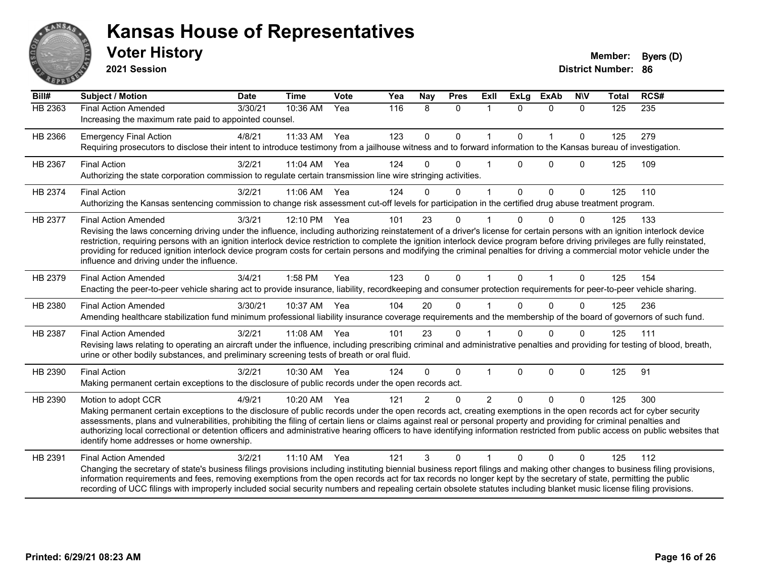# Kansas House of Representatives

## Voter History

**2021 Session**

**Member:** Byers (D)
**District Number:** 86

| Bill# | Subject / Motion | Date | Time | Vote | Yea | Nay | Pres | ExII | ExLg | ExAb | N\V | Total | RCS# |
|---|---|---|---|---|---|---|---|---|---|---|---|---|---|
| HB 2363 | Final Action Amended | 3/30/21 | 10:36 AM | Yea | 116 | 8 | 0 | 1 | 0 | 0 | 0 | 125 | 235 |
| | Increasing the maximum rate paid to appointed counsel. | | | | | | | | | | | | |
| HB 2366 | Emergency Final Action | 4/8/21 | 11:33 AM | Yea | 123 | 0 | 0 | 1 | 0 | 1 | 0 | 125 | 279 |
| | Requiring prosecutors to disclose their intent to introduce testimony from a jailhouse witness and to forward information to the Kansas bureau of investigation. | | | | | | | | | | | | |
| HB 2367 | Final Action | 3/2/21 | 11:04 AM | Yea | 124 | 0 | 0 | 1 | 0 | 0 | 0 | 125 | 109 |
| | Authorizing the state corporation commission to regulate certain transmission line wire stringing activities. | | | | | | | | | | | | |
| HB 2374 | Final Action | 3/2/21 | 11:06 AM | Yea | 124 | 0 | 0 | 1 | 0 | 0 | 0 | 125 | 110 |
| | Authorizing the Kansas sentencing commission to change risk assessment cut-off levels for participation in the certified drug abuse treatment program. | | | | | | | | | | | | |
| HB 2377 | Final Action Amended | 3/3/21 | 12:10 PM | Yea | 101 | 23 | 0 | 1 | 0 | 0 | 0 | 125 | 133 |
| | Revising the laws concerning driving under the influence, including authorizing reinstatement of a driver's license for certain persons with an ignition interlock device restriction, requiring persons with an ignition interlock device restriction to complete the ignition interlock device program before driving privileges are fully reinstated, providing for reduced ignition interlock device program costs for certain persons and modifying the criminal penalties for driving a commercial motor vehicle under the influence and driving under the influence. | | | | | | | | | | | | |
| HB 2379 | Final Action Amended | 3/4/21 | 1:58 PM | Yea | 123 | 0 | 0 | 1 | 0 | 1 | 0 | 125 | 154 |
| | Enacting the peer-to-peer vehicle sharing act to provide insurance, liability, recordkeeping and consumer protection requirements for peer-to-peer vehicle sharing. | | | | | | | | | | | | |
| HB 2380 | Final Action Amended | 3/30/21 | 10:37 AM | Yea | 104 | 20 | 0 | 1 | 0 | 0 | 0 | 125 | 236 |
| | Amending healthcare stabilization fund minimum professional liability insurance coverage requirements and the membership of the board of governors of such fund. | | | | | | | | | | | | |
| HB 2387 | Final Action Amended | 3/2/21 | 11:08 AM | Yea | 101 | 23 | 0 | 1 | 0 | 0 | 0 | 125 | 111 |
| | Revising laws relating to operating an aircraft under the influence, including prescribing criminal and administrative penalties and providing for testing of blood, breath, urine or other bodily substances, and preliminary screening tests of breath or oral fluid. | | | | | | | | | | | | |
| HB 2390 | Final Action | 3/2/21 | 10:30 AM | Yea | 124 | 0 | 0 | 1 | 0 | 0 | 0 | 125 | 91 |
| | Making permanent certain exceptions to the disclosure of public records under the open records act. | | | | | | | | | | | | |
| HB 2390 | Motion to adopt CCR | 4/9/21 | 10:20 AM | Yea | 121 | 2 | 0 | 2 | 0 | 0 | 0 | 125 | 300 |
| | Making permanent certain exceptions to the disclosure of public records under the open records act, creating exemptions in the open records act for cyber security assessments, plans and vulnerabilities, prohibiting the filing of certain liens or claims against real or personal property and providing for criminal penalties and authorizing local correctional or detention officers and administrative hearing officers to have identifying information restricted from public access on public websites that identify home addresses or home ownership. | | | | | | | | | | | | |
| HB 2391 | Final Action Amended | 3/2/21 | 11:10 AM | Yea | 121 | 3 | 0 | 1 | 0 | 0 | 0 | 125 | 112 |
| | Changing the secretary of state's business filings provisions including instituting biennial business report filings and making other changes to business filing provisions, information requirements and fees, removing exemptions from the open records act for tax records no longer kept by the secretary of state, permitting the public recording of UCC filings with improperly included social security numbers and repealing certain obsolete statutes including blanket music license filing provisions. | | | | | | | | | | | | |

Printed: 6/29/21 08:23 AM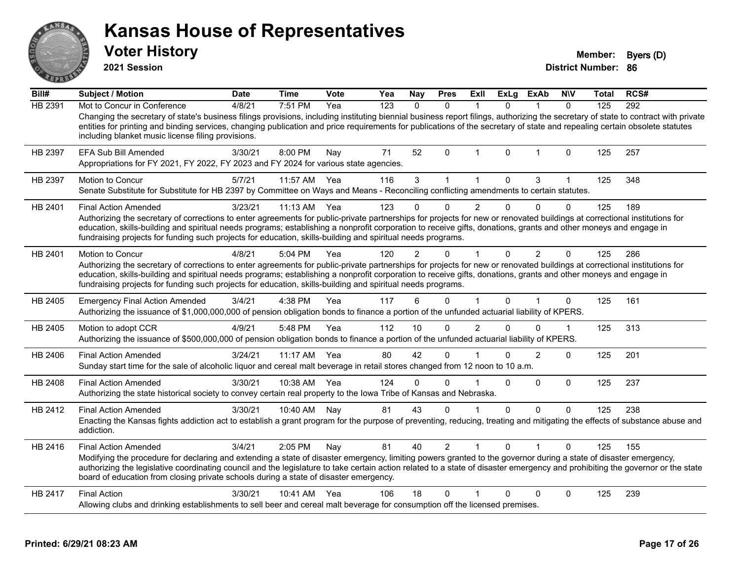# Kansas House of Representatives

## Voter History

**2021 Session**

**Member:** Byers (D)
**District Number:** 86

| Bill# | Subject / Motion | Date | Time | Vote | Yea | Nay | Pres | ExII | ExLg | ExAb | N\V | Total | RCS# |
|---|---|---|---|---|---|---|---|---|---|---|---|---|---|
| HB 2391 | Mot to Concur in Conference | 4/8/21 | 7:51 PM | Yea | 123 | 0 | 0 | 1 | 0 | 1 | 0 | 125 | 292 |
| | Changing the secretary of state's business filings provisions, including instituting biennial business report filings, authorizing the secretary of state to contract with private entities for printing and binding services, changing publication and price requirements for publications of the secretary of state and repealing certain obsolete statutes including blanket music license filing provisions. | | | | | | | | | | | | |
| HB 2397 | EFA Sub Bill Amended | 3/30/21 | 8:00 PM | Nay | 71 | 52 | 0 | 1 | 0 | 1 | 0 | 125 | 257 |
| | Appropriations for FY 2021, FY 2022, FY 2023 and FY 2024 for various state agencies. | | | | | | | | | | | | |
| HB 2397 | Motion to Concur | 5/7/21 | 11:57 AM | Yea | 116 | 3 | 1 | 1 | 0 | 3 | 1 | 125 | 348 |
| | Senate Substitute for Substitute for HB 2397 by Committee on Ways and Means - Reconciling conflicting amendments to certain statutes. | | | | | | | | | | | | |
| HB 2401 | Final Action Amended | 3/23/21 | 11:13 AM | Yea | 123 | 0 | 0 | 2 | 0 | 0 | 0 | 125 | 189 |
| | Authorizing the secretary of corrections to enter agreements for public-private partnerships for projects for new or renovated buildings at correctional institutions for education, skills-building and spiritual needs programs; establishing a nonprofit corporation to receive gifts, donations, grants and other moneys and engage in fundraising projects for funding such projects for education, skills-building and spiritual needs programs. | | | | | | | | | | | | |
| HB 2401 | Motion to Concur | 4/8/21 | 5:04 PM | Yea | 120 | 2 | 0 | 1 | 0 | 2 | 0 | 125 | 286 |
| | Authorizing the secretary of corrections to enter agreements for public-private partnerships for projects for new or renovated buildings at correctional institutions for education, skills-building and spiritual needs programs; establishing a nonprofit corporation to receive gifts, donations, grants and other moneys and engage in fundraising projects for funding such projects for education, skills-building and spiritual needs programs. | | | | | | | | | | | | |
| HB 2405 | Emergency Final Action Amended | 3/4/21 | 4:38 PM | Yea | 117 | 6 | 0 | 1 | 0 | 1 | 0 | 125 | 161 |
| | Authorizing the issuance of $1,000,000,000 of pension obligation bonds to finance a portion of the unfunded actuarial liability of KPERS. | | | | | | | | | | | | |
| HB 2405 | Motion to adopt CCR | 4/9/21 | 5:48 PM | Yea | 112 | 10 | 0 | 2 | 0 | 0 | 1 | 125 | 313 |
| | Authorizing the issuance of $500,000,000 of pension obligation bonds to finance a portion of the unfunded actuarial liability of KPERS. | | | | | | | | | | | | |
| HB 2406 | Final Action Amended | 3/24/21 | 11:17 AM | Yea | 80 | 42 | 0 | 1 | 0 | 2 | 0 | 125 | 201 |
| | Sunday start time for the sale of alcoholic liquor and cereal malt beverage in retail stores changed from 12 noon to 10 a.m. | | | | | | | | | | | | |
| HB 2408 | Final Action Amended | 3/30/21 | 10:38 AM | Yea | 124 | 0 | 0 | 1 | 0 | 0 | 0 | 125 | 237 |
| | Authorizing the state historical society to convey certain real property to the Iowa Tribe of Kansas and Nebraska. | | | | | | | | | | | | |
| HB 2412 | Final Action Amended | 3/30/21 | 10:40 AM | Nay | 81 | 43 | 0 | 1 | 0 | 0 | 0 | 125 | 238 |
| | Enacting the Kansas fights addiction act to establish a grant program for the purpose of preventing, reducing, treating and mitigating the effects of substance abuse and addiction. | | | | | | | | | | | | |
| HB 2416 | Final Action Amended | 3/4/21 | 2:05 PM | Nay | 81 | 40 | 2 | 1 | 0 | 1 | 0 | 125 | 155 |
| | Modifying the procedure for declaring and extending a state of disaster emergency, limiting powers granted to the governor during a state of disaster emergency, authorizing the legislative coordinating council and the legislature to take certain action related to a state of disaster emergency and prohibiting the governor or the state board of education from closing private schools during a state of disaster emergency. | | | | | | | | | | | | |
| HB 2417 | Final Action | 3/30/21 | 10:41 AM | Yea | 106 | 18 | 0 | 1 | 0 | 0 | 0 | 125 | 239 |
| | Allowing clubs and drinking establishments to sell beer and cereal malt beverage for consumption off the licensed premises. | | | | | | | | | | | | |

**Printed: 6/29/21 08:23 AM**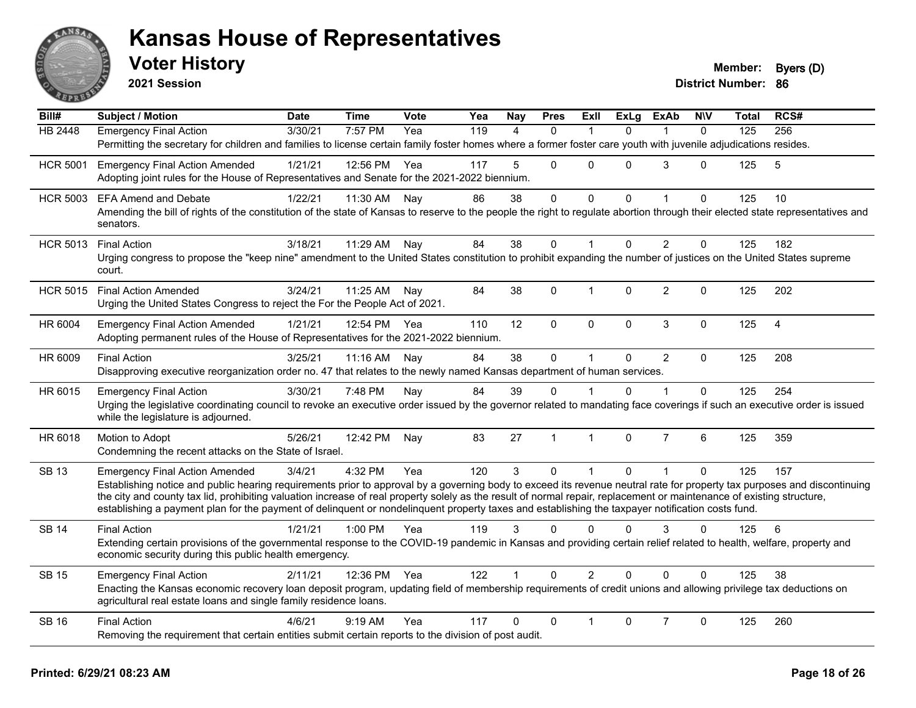# Kansas House of Representatives

## Voter History

**2021 Session**

**Member:** Byers (D)
**District Number:** 86

| Bill# | Subject / Motion | Date | Time | Vote | Yea | Nay | Pres | ExII | ExLg | ExAb | N\V | Total | RCS# |
|---|---|---|---|---|---|---|---|---|---|---|---|---|---|
| HB 2448 | Emergency Final Action | 3/30/21 | 7:57 PM | Yea | 119 | 4 | 0 | 1 | 0 | 1 | 0 | 125 | 256 |
| | Permitting the secretary for children and families to license certain family foster homes where a former foster care youth with juvenile adjudications resides. | | | | | | | | | | | | |
| HCR 5001 | Emergency Final Action Amended | 1/21/21 | 12:56 PM | Yea | 117 | 5 | 0 | 0 | 0 | 3 | 0 | 125 | 5 |
| | Adopting joint rules for the House of Representatives and Senate for the 2021-2022 biennium. | | | | | | | | | | | | |
| HCR 5003 | EFA Amend and Debate | 1/22/21 | 11:30 AM | Nay | 86 | 38 | 0 | 0 | 0 | 1 | 0 | 125 | 10 |
| | Amending the bill of rights of the constitution of the state of Kansas to reserve to the people the right to regulate abortion through their elected state representatives and senators. | | | | | | | | | | | | |
| HCR 5013 | Final Action | 3/18/21 | 11:29 AM | Nay | 84 | 38 | 0 | 1 | 0 | 2 | 0 | 125 | 182 |
| | Urging congress to propose the "keep nine" amendment to the United States constitution to prohibit expanding the number of justices on the United States supreme court. | | | | | | | | | | | | |
| HCR 5015 | Final Action Amended | 3/24/21 | 11:25 AM | Nay | 84 | 38 | 0 | 1 | 0 | 2 | 0 | 125 | 202 |
| | Urging the United States Congress to reject the For the People Act of 2021. | | | | | | | | | | | | |
| HR 6004 | Emergency Final Action Amended | 1/21/21 | 12:54 PM | Yea | 110 | 12 | 0 | 0 | 0 | 3 | 0 | 125 | 4 |
| | Adopting permanent rules of the House of Representatives for the 2021-2022 biennium. | | | | | | | | | | | | |
| HR 6009 | Final Action | 3/25/21 | 11:16 AM | Nay | 84 | 38 | 0 | 1 | 0 | 2 | 0 | 125 | 208 |
| | Disapproving executive reorganization order no. 47 that relates to the newly named Kansas department of human services. | | | | | | | | | | | | |
| HR 6015 | Emergency Final Action | 3/30/21 | 7:48 PM | Nay | 84 | 39 | 0 | 1 | 0 | 1 | 0 | 125 | 254 |
| | Urging the legislative coordinating council to revoke an executive order issued by the governor related to mandating face coverings if such an executive order is issued while the legislature is adjourned. | | | | | | | | | | | | |
| HR 6018 | Motion to Adopt | 5/26/21 | 12:42 PM | Nay | 83 | 27 | 1 | 1 | 0 | 7 | 6 | 125 | 359 |
| | Condemning the recent attacks on the State of Israel. | | | | | | | | | | | | |
| SB 13 | Emergency Final Action Amended | 3/4/21 | 4:32 PM | Yea | 120 | 3 | 0 | 1 | 0 | 1 | 0 | 125 | 157 |
| | Establishing notice and public hearing requirements prior to approval by a governing body to exceed its revenue neutral rate for property tax purposes and discontinuing the city and county tax lid, prohibiting valuation increase of real property solely as the result of normal repair, replacement or maintenance of existing structure, establishing a payment plan for the payment of delinquent or nondelinquent property taxes and establishing the taxpayer notification costs fund. | | | | | | | | | | | | |
| SB 14 | Final Action | 1/21/21 | 1:00 PM | Yea | 119 | 3 | 0 | 0 | 0 | 3 | 0 | 125 | 6 |
| | Extending certain provisions of the governmental response to the COVID-19 pandemic in Kansas and providing certain relief related to health, welfare, property and economic security during this public health emergency. | | | | | | | | | | | | |
| SB 15 | Emergency Final Action | 2/11/21 | 12:36 PM | Yea | 122 | 1 | 0 | 2 | 0 | 0 | 0 | 125 | 38 |
| | Enacting the Kansas economic recovery loan deposit program, updating field of membership requirements of credit unions and allowing privilege tax deductions on agricultural real estate loans and single family residence loans. | | | | | | | | | | | | |
| SB 16 | Final Action | 4/6/21 | 9:19 AM | Yea | 117 | 0 | 0 | 1 | 0 | 7 | 0 | 125 | 260 |
| | Removing the requirement that certain entities submit certain reports to the division of post audit. | | | | | | | | | | | | |

**Printed: 6/29/21 08:23 AM**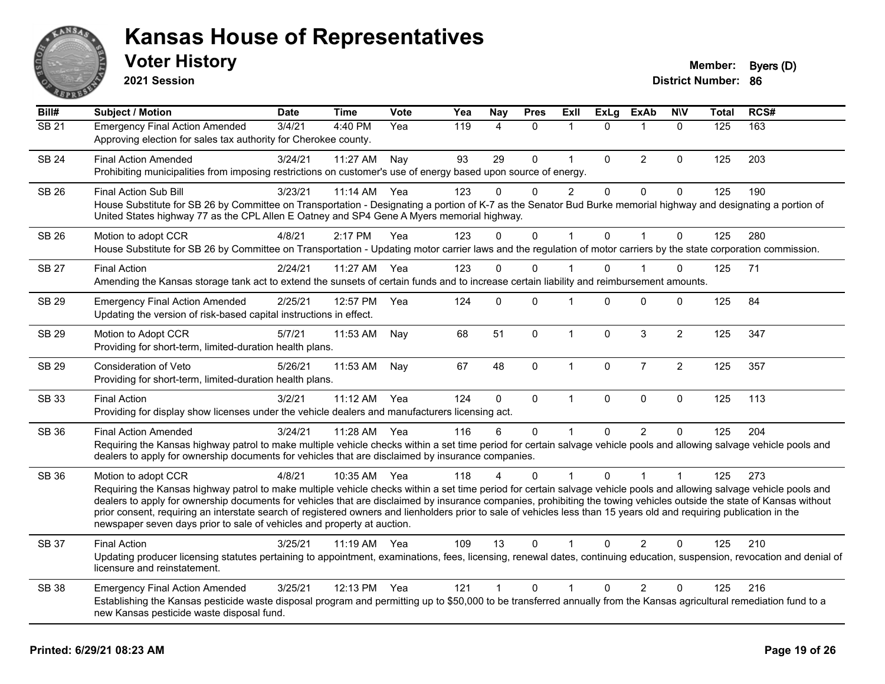# Kansas House of Representatives

## Voter History

**2021 Session**

**Member:** Byers (D)
**District Number:** 86

| Bill# | Subject / Motion | Date | Time | Vote | Yea | Nay | Pres | ExII | ExLg | ExAb | N\V | Total | RCS# |
|---|---|---|---|---|---|---|---|---|---|---|---|---|---|
| SB 21 | Emergency Final Action Amended | 3/4/21 | 4:40 PM | Yea | 119 | 4 | 0 | 1 | 0 | 1 | 0 | 125 | 163 |
| | Approving election for sales tax authority for Cherokee county. | | | | | | | | | | | | |
| SB 24 | Final Action Amended | 3/24/21 | 11:27 AM | Nay | 93 | 29 | 0 | 1 | 0 | 2 | 0 | 125 | 203 |
| | Prohibiting municipalities from imposing restrictions on customer's use of energy based upon source of energy. | | | | | | | | | | | | |
| SB 26 | Final Action Sub Bill | 3/23/21 | 11:14 AM | Yea | 123 | 0 | 0 | 2 | 0 | 0 | 0 | 125 | 190 |
| | House Substitute for SB 26 by Committee on Transportation - Designating a portion of K-7 as the Senator Bud Burke memorial highway and designating a portion of United States highway 77 as the CPL Allen E Oatney and SP4 Gene A Myers memorial highway. | | | | | | | | | | | | |
| SB 26 | Motion to adopt CCR | 4/8/21 | 2:17 PM | Yea | 123 | 0 | 0 | 1 | 0 | 1 | 0 | 125 | 280 |
| | House Substitute for SB 26 by Committee on Transportation - Updating motor carrier laws and the regulation of motor carriers by the state corporation commission. | | | | | | | | | | | | |
| SB 27 | Final Action | 2/24/21 | 11:27 AM | Yea | 123 | 0 | 0 | 1 | 0 | 1 | 0 | 125 | 71 |
| | Amending the Kansas storage tank act to extend the sunsets of certain funds and to increase certain liability and reimbursement amounts. | | | | | | | | | | | | |
| SB 29 | Emergency Final Action Amended | 2/25/21 | 12:57 PM | Yea | 124 | 0 | 0 | 1 | 0 | 0 | 0 | 125 | 84 |
| | Updating the version of risk-based capital instructions in effect. | | | | | | | | | | | | |
| SB 29 | Motion to Adopt CCR | 5/7/21 | 11:53 AM | Nay | 68 | 51 | 0 | 1 | 0 | 3 | 2 | 125 | 347 |
| | Providing for short-term, limited-duration health plans. | | | | | | | | | | | | |
| SB 29 | Consideration of Veto | 5/26/21 | 11:53 AM | Nay | 67 | 48 | 0 | 1 | 0 | 7 | 2 | 125 | 357 |
| | Providing for short-term, limited-duration health plans. | | | | | | | | | | | | |
| SB 33 | Final Action | 3/2/21 | 11:12 AM | Yea | 124 | 0 | 0 | 1 | 0 | 0 | 0 | 125 | 113 |
| | Providing for display show licenses under the vehicle dealers and manufacturers licensing act. | | | | | | | | | | | | |
| SB 36 | Final Action Amended | 3/24/21 | 11:28 AM | Yea | 116 | 6 | 0 | 1 | 0 | 2 | 0 | 125 | 204 |
| | Requiring the Kansas highway patrol to make multiple vehicle checks within a set time period for certain salvage vehicle pools and allowing salvage vehicle pools and dealers to apply for ownership documents for vehicles that are disclaimed by insurance companies. | | | | | | | | | | | | |
| SB 36 | Motion to adopt CCR | 4/8/21 | 10:35 AM | Yea | 118 | 4 | 0 | 1 | 0 | 1 | 1 | 125 | 273 |
| | Requiring the Kansas highway patrol to make multiple vehicle checks within a set time period for certain salvage vehicle pools and allowing salvage vehicle pools and dealers to apply for ownership documents for vehicles that are disclaimed by insurance companies, prohibiting the towing vehicles outside the state of Kansas without prior consent, requiring an interstate search of registered owners and lienholders prior to sale of vehicles less than 15 years old and requiring publication in the newspaper seven days prior to sale of vehicles and property at auction. | | | | | | | | | | | | |
| SB 37 | Final Action | 3/25/21 | 11:19 AM | Yea | 109 | 13 | 0 | 1 | 0 | 2 | 0 | 125 | 210 |
| | Updating producer licensing statutes pertaining to appointment, examinations, fees, licensing, renewal dates, continuing education, suspension, revocation and denial of licensure and reinstatement. | | | | | | | | | | | | |
| SB 38 | Emergency Final Action Amended | 3/25/21 | 12:13 PM | Yea | 121 | 1 | 0 | 1 | 0 | 2 | 0 | 125 | 216 |
| | Establishing the Kansas pesticide waste disposal program and permitting up to $50,000 to be transferred annually from the Kansas agricultural remediation fund to a new Kansas pesticide waste disposal fund. | | | | | | | | | | | | |

**Printed: 6/29/21 08:23 AM**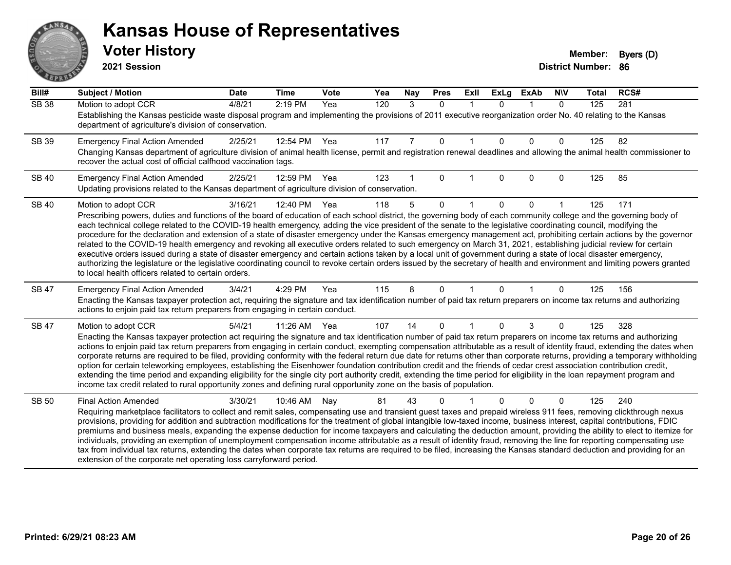# Kansas House of Representatives

## Voter History

**2021 Session**

**Member:** Byers (D)
**District Number:** 86

| Bill# | Subject / Motion | Date | Time | Vote | Yea | Nay | Pres | ExII | ExLg | ExAb | N\V | Total | RCS# |
|---|---|---|---|---|---|---|---|---|---|---|---|---|---|
| SB 38 | Motion to adopt CCR | 4/8/21 | 2:19 PM | Yea | 120 | 3 | 0 | 1 | 0 | 1 | 0 | 125 | 281 |
| | Establishing the Kansas pesticide waste disposal program and implementing the provisions of 2011 executive reorganization order No. 40 relating to the Kansas department of agriculture's division of conservation. | | | | | | | | | | | | |
| SB 39 | Emergency Final Action Amended | 2/25/21 | 12:54 PM | Yea | 117 | 7 | 0 | 1 | 0 | 0 | 0 | 125 | 82 |
| | Changing Kansas department of agriculture division of animal health license, permit and registration renewal deadlines and allowing the animal health commissioner to recover the actual cost of official calfhood vaccination tags. | | | | | | | | | | | | |
| SB 40 | Emergency Final Action Amended | 2/25/21 | 12:59 PM | Yea | 123 | 1 | 0 | 1 | 0 | 0 | 0 | 125 | 85 |
| | Updating provisions related to the Kansas department of agriculture division of conservation. | | | | | | | | | | | | |
| SB 40 | Motion to adopt CCR | 3/16/21 | 12:40 PM | Yea | 118 | 5 | 0 | 1 | 0 | 0 | 1 | 125 | 171 |
| | Prescribing powers, duties and functions of the board of education of each school district, the governing body of each community college and the governing body of each technical college related to the COVID-19 health emergency, adding the vice president of the senate to the legislative coordinating council, modifying the procedure for the declaration and extension of a state of disaster emergency under the Kansas emergency management act, prohibiting certain actions by the governor related to the COVID-19 health emergency and revoking all executive orders related to such emergency on March 31, 2021, establishing judicial review for certain executive orders issued during a state of disaster emergency and certain actions taken by a local unit of government during a state of local disaster emergency, authorizing the legislature or the legislative coordinating council to revoke certain orders issued by the secretary of health and environment and limiting powers granted to local health officers related to certain orders. | | | | | | | | | | | | |
| SB 47 | Emergency Final Action Amended | 3/4/21 | 4:29 PM | Yea | 115 | 8 | 0 | 1 | 0 | 1 | 0 | 125 | 156 |
| | Enacting the Kansas taxpayer protection act, requiring the signature and tax identification number of paid tax return preparers on income tax returns and authorizing actions to enjoin paid tax return preparers from engaging in certain conduct. | | | | | | | | | | | | |
| SB 47 | Motion to adopt CCR | 5/4/21 | 11:26 AM | Yea | 107 | 14 | 0 | 1 | 0 | 3 | 0 | 125 | 328 |
| | Enacting the Kansas taxpayer protection act requiring the signature and tax identification number of paid tax return preparers on income tax returns and authorizing actions to enjoin paid tax return preparers from engaging in certain conduct, exempting compensation attributable as a result of identity fraud, extending the dates when corporate returns are required to be filed, providing conformity with the federal return due date for returns other than corporate returns, providing a temporary withholding option for certain teleworking employees, establishing the Eisenhower foundation contribution credit and the friends of cedar crest association contribution credit, extending the time period and expanding eligibility for the single city port authority credit, extending the time period for eligibility in the loan repayment program and income tax credit related to rural opportunity zones and defining rural opportunity zone on the basis of population. | | | | | | | | | | | | |
| SB 50 | Final Action Amended | 3/30/21 | 10:46 AM | Nay | 81 | 43 | 0 | 1 | 0 | 0 | 0 | 125 | 240 |
| | Requiring marketplace facilitators to collect and remit sales, compensating use and transient guest taxes and prepaid wireless 911 fees, removing clickthrough nexus provisions, providing for addition and subtraction modifications for the treatment of global intangible low-taxed income, business interest, capital contributions, FDIC premiums and business meals, expanding the expense deduction for income taxpayers and calculating the deduction amount, providing the ability to elect to itemize for individuals, providing an exemption of unemployment compensation income attributable as a result of identity fraud, removing the line for reporting compensating use tax from individual tax returns, extending the dates when corporate tax returns are required to be filed, increasing the Kansas standard deduction and providing for an extension of the corporate net operating loss carryforward period. | | | | | | | | | | | | |

**Printed: 6/29/21 08:23 AM**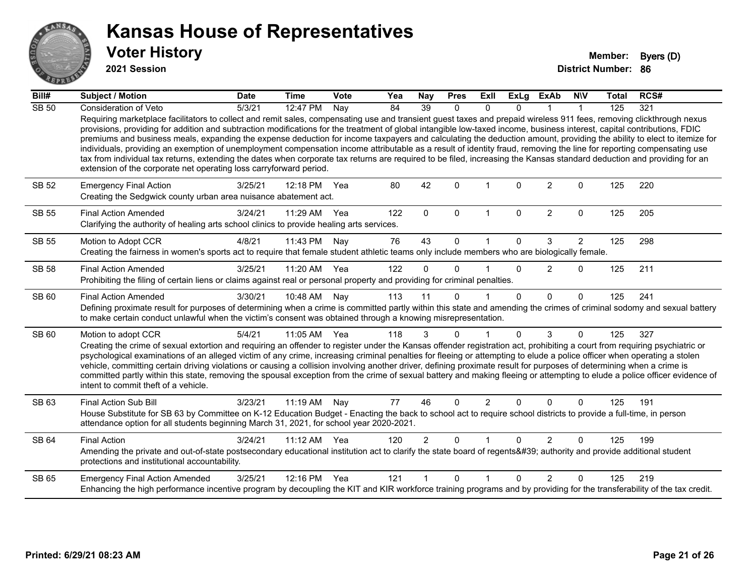# Kansas House of Representatives

## Voter History

**2021 Session**

**Member:** Byers (D)

**District Number:** 86

| Bill# | Subject / Motion | Date | Time | Vote | Yea | Nay | Pres | ExII | ExLg | ExAb | N\V | Total | RCS# |
|---|---|---|---|---|---|---|---|---|---|---|---|---|---|
| SB 50 | Consideration of Veto | 5/3/21 | 12:47 PM | Nay | 84 | 39 | 0 | 0 | 0 | 1 | 1 | 125 | 321 |
| | Requiring marketplace facilitators to collect and remit sales, compensating use and transient guest taxes and prepaid wireless 911 fees, removing clickthrough nexus provisions, providing for addition and subtraction modifications for the treatment of global intangible low-taxed income, business interest, capital contributions, FDIC premiums and business meals, expanding the expense deduction for income taxpayers and calculating the deduction amount, providing the ability to elect to itemize for individuals, providing an exemption of unemployment compensation income attributable as a result of identity fraud, removing the line for reporting compensating use tax from individual tax returns, extending the dates when corporate tax returns are required to be filed, increasing the Kansas standard deduction and providing for an extension of the corporate net operating loss carryforward period. | | | | | | | | | | | | |
| SB 52 | Emergency Final Action | 3/25/21 | 12:18 PM | Yea | 80 | 42 | 0 | 1 | 0 | 2 | 0 | 125 | 220 |
| | Creating the Sedgwick county urban area nuisance abatement act. | | | | | | | | | | | | |
| SB 55 | Final Action Amended | 3/24/21 | 11:29 AM | Yea | 122 | 0 | 0 | 1 | 0 | 2 | 0 | 125 | 205 |
| | Clarifying the authority of healing arts school clinics to provide healing arts services. | | | | | | | | | | | | |
| SB 55 | Motion to Adopt CCR | 4/8/21 | 11:43 PM | Nay | 76 | 43 | 0 | 1 | 0 | 3 | 2 | 125 | 298 |
| | Creating the fairness in women's sports act to require that female student athletic teams only include members who are biologically female. | | | | | | | | | | | | |
| SB 58 | Final Action Amended | 3/25/21 | 11:20 AM | Yea | 122 | 0 | 0 | 1 | 0 | 2 | 0 | 125 | 211 |
| | Prohibiting the filing of certain liens or claims against real or personal property and providing for criminal penalties. | | | | | | | | | | | | |
| SB 60 | Final Action Amended | 3/30/21 | 10:48 AM | Nay | 113 | 11 | 0 | 1 | 0 | 0 | 0 | 125 | 241 |
| | Defining proximate result for purposes of determining when a crime is committed partly within this state and amending the crimes of criminal sodomy and sexual battery to make certain conduct unlawful when the victim's consent was obtained through a knowing misrepresentation. | | | | | | | | | | | | |
| SB 60 | Motion to adopt CCR | 5/4/21 | 11:05 AM | Yea | 118 | 3 | 0 | 1 | 0 | 3 | 0 | 125 | 327 |
| | Creating the crime of sexual extortion and requiring an offender to register under the Kansas offender registration act, prohibiting a court from requiring psychiatric or psychological examinations of an alleged victim of any crime, increasing criminal penalties for fleeing or attempting to elude a police officer when operating a stolen vehicle, committing certain driving violations or causing a collision involving another driver, defining proximate result for purposes of determining when a crime is committed partly within this state, removing the spousal exception from the crime of sexual battery and making fleeing or attempting to elude a police officer evidence of intent to commit theft of a vehicle. | | | | | | | | | | | | |
| SB 63 | Final Action Sub Bill | 3/23/21 | 11:19 AM | Nay | 77 | 46 | 0 | 2 | 0 | 0 | 0 | 125 | 191 |
| | House Substitute for SB 63 by Committee on K-12 Education Budget - Enacting the back to school act to require school districts to provide a full-time, in person attendance option for all students beginning March 31, 2021, for school year 2020-2021. | | | | | | | | | | | | |
| SB 64 | Final Action | 3/24/21 | 11:12 AM | Yea | 120 | 2 | 0 | 1 | 0 | 2 | 0 | 125 | 199 |
| | Amending the private and out-of-state postsecondary educational institution act to clarify the state board of regents&#39; authority and provide additional student protections and institutional accountability. | | | | | | | | | | | | |
| SB 65 | Emergency Final Action Amended | 3/25/21 | 12:16 PM | Yea | 121 | 1 | 0 | 1 | 0 | 2 | 0 | 125 | 219 |
| | Enhancing the high performance incentive program by decoupling the KIT and KIR workforce training programs and by providing for the transferability of the tax credit. | | | | | | | | | | | | |

**Printed: 6/29/21 08:23 AM**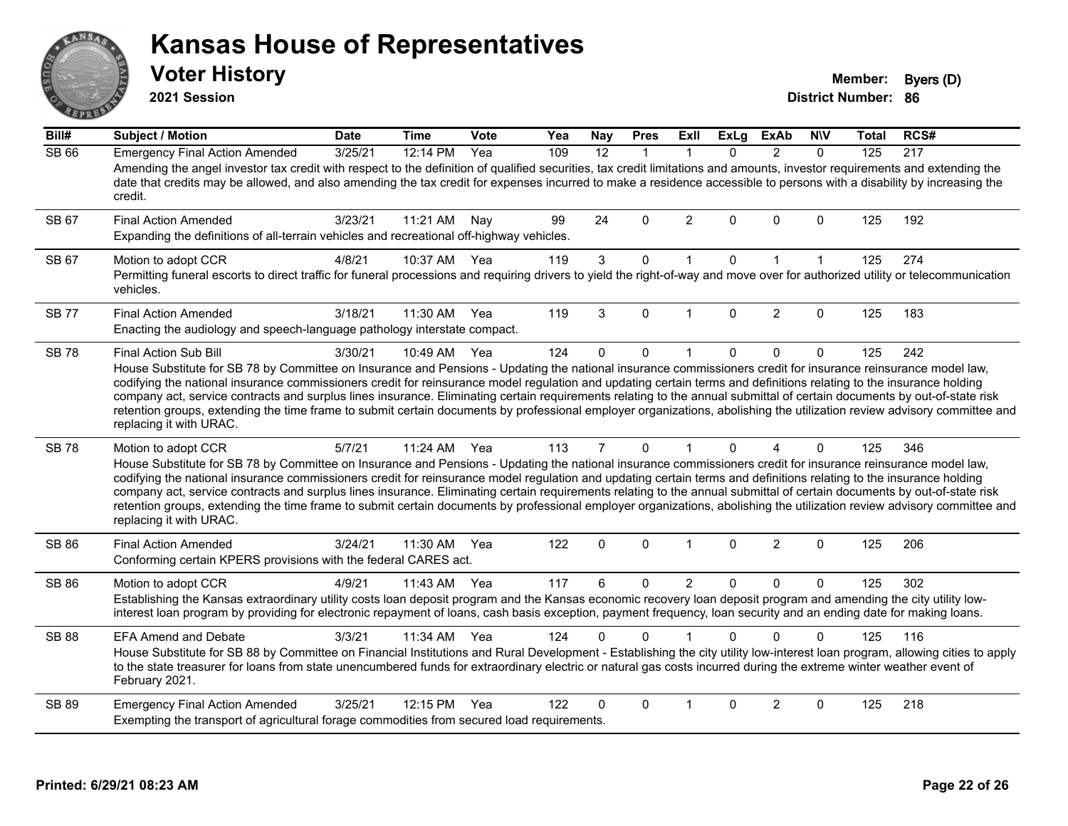# Kansas House of Representatives

## Voter History

**2021 Session**

**Member:** Byers (D)
**District Number:** 86

| Bill# | Subject / Motion | Date | Time | Vote | Yea | Nay | Pres | ExII | ExLg | ExAb | N\V | Total | RCS# |
|---|---|---|---|---|---|---|---|---|---|---|---|---|---|
| SB 66 | Emergency Final Action Amended | 3/25/21 | 12:14 PM | Yea | 109 | 12 | 1 | 1 | 0 | 2 | 0 | 125 | 217 |
| | Amending the angel investor tax credit with respect to the definition of qualified securities, tax credit limitations and amounts, investor requirements and extending the date that credits may be allowed, and also amending the tax credit for expenses incurred to make a residence accessible to persons with a disability by increasing the credit. | | | | | | | | | | | | |
| SB 67 | Final Action Amended | 3/23/21 | 11:21 AM | Nay | 99 | 24 | 0 | 2 | 0 | 0 | 0 | 125 | 192 |
| | Expanding the definitions of all-terrain vehicles and recreational off-highway vehicles. | | | | | | | | | | | | |
| SB 67 | Motion to adopt CCR | 4/8/21 | 10:37 AM | Yea | 119 | 3 | 0 | 1 | 0 | 1 | 1 | 125 | 274 |
| | Permitting funeral escorts to direct traffic for funeral processions and requiring drivers to yield the right-of-way and move over for authorized utility or telecommunication vehicles. | | | | | | | | | | | | |
| SB 77 | Final Action Amended | 3/18/21 | 11:30 AM | Yea | 119 | 3 | 0 | 1 | 0 | 2 | 0 | 125 | 183 |
| | Enacting the audiology and speech-language pathology interstate compact. | | | | | | | | | | | | |
| SB 78 | Final Action Sub Bill | 3/30/21 | 10:49 AM | Yea | 124 | 0 | 0 | 1 | 0 | 0 | 0 | 125 | 242 |
| | House Substitute for SB 78 by Committee on Insurance and Pensions - Updating the national insurance commissioners credit for insurance reinsurance model law, codifying the national insurance commissioners credit for reinsurance model regulation and updating certain terms and definitions relating to the insurance holding company act, service contracts and surplus lines insurance. Eliminating certain requirements relating to the annual submittal of certain documents by out-of-state risk retention groups, extending the time frame to submit certain documents by professional employer organizations, abolishing the utilization review advisory committee and replacing it with URAC. | | | | | | | | | | | | |
| SB 78 | Motion to adopt CCR | 5/7/21 | 11:24 AM | Yea | 113 | 7 | 0 | 1 | 0 | 4 | 0 | 125 | 346 |
| | House Substitute for SB 78 by Committee on Insurance and Pensions - Updating the national insurance commissioners credit for insurance reinsurance model law, codifying the national insurance commissioners credit for reinsurance model regulation and updating certain terms and definitions relating to the insurance holding company act, service contracts and surplus lines insurance. Eliminating certain requirements relating to the annual submittal of certain documents by out-of-state risk retention groups, extending the time frame to submit certain documents by professional employer organizations, abolishing the utilization review advisory committee and replacing it with URAC. | | | | | | | | | | | | |
| SB 86 | Final Action Amended | 3/24/21 | 11:30 AM | Yea | 122 | 0 | 0 | 1 | 0 | 2 | 0 | 125 | 206 |
| | Conforming certain KPERS provisions with the federal CARES act. | | | | | | | | | | | | |
| SB 86 | Motion to adopt CCR | 4/9/21 | 11:43 AM | Yea | 117 | 6 | 0 | 2 | 0 | 0 | 0 | 125 | 302 |
| | Establishing the Kansas extraordinary utility costs loan deposit program and the Kansas economic recovery loan deposit program and amending the city utility low-interest loan program by providing for electronic repayment of loans, cash basis exception, payment frequency, loan security and an ending date for making loans. | | | | | | | | | | | | |
| SB 88 | EFA Amend and Debate | 3/3/21 | 11:34 AM | Yea | 124 | 0 | 0 | 1 | 0 | 0 | 0 | 125 | 116 |
| | House Substitute for SB 88 by Committee on Financial Institutions and Rural Development - Establishing the city utility low-interest loan program, allowing cities to apply to the state treasurer for loans from state unencumbered funds for extraordinary electric or natural gas costs incurred during the extreme winter weather event of February 2021. | | | | | | | | | | | | |
| SB 89 | Emergency Final Action Amended | 3/25/21 | 12:15 PM | Yea | 122 | 0 | 0 | 1 | 0 | 2 | 0 | 125 | 218 |
| | Exempting the transport of agricultural forage commodities from secured load requirements. | | | | | | | | | | | | |

**Printed: 6/29/21 08:23 AM**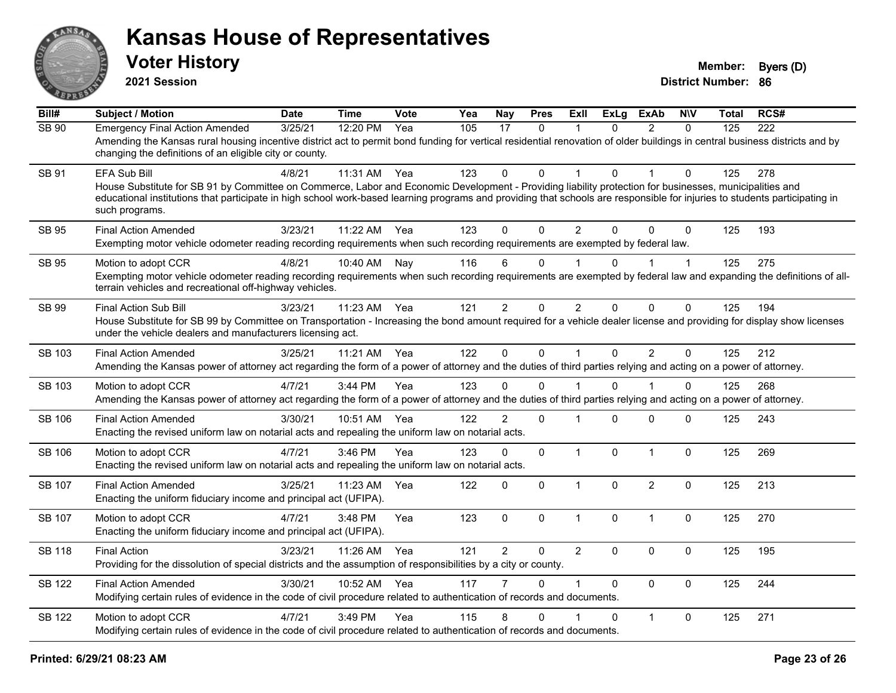# Kansas House of Representatives

## Voter History

**2021 Session**

**Member:** Byers (D)
**District Number:** 86

| Bill# | Subject / Motion | Date | Time | Vote | Yea | Nay | Pres | ExII | ExLg | ExAb | N\V | Total | RCS# |
|---|---|---|---|---|---|---|---|---|---|---|---|---|---|
| SB 90 | Emergency Final Action Amended | 3/25/21 | 12:20 PM | Yea | 105 | 17 | 0 | 1 | 0 | 2 | 0 | 125 | 222 |
| | Amending the Kansas rural housing incentive district act to permit bond funding for vertical residential renovation of older buildings in central business districts and by changing the definitions of an eligible city or county. | | | | | | | | | | | | |
| SB 91 | EFA Sub Bill | 4/8/21 | 11:31 AM | Yea | 123 | 0 | 0 | 1 | 0 | 1 | 0 | 125 | 278 |
| | House Substitute for SB 91 by Committee on Commerce, Labor and Economic Development - Providing liability protection for businesses, municipalities and educational institutions that participate in high school work-based learning programs and providing that schools are responsible for injuries to students participating in such programs. | | | | | | | | | | | | |
| SB 95 | Final Action Amended | 3/23/21 | 11:22 AM | Yea | 123 | 0 | 0 | 2 | 0 | 0 | 0 | 125 | 193 |
| | Exempting motor vehicle odometer reading recording requirements when such recording requirements are exempted by federal law. | | | | | | | | | | | | |
| SB 95 | Motion to adopt CCR | 4/8/21 | 10:40 AM | Nay | 116 | 6 | 0 | 1 | 0 | 1 | 1 | 125 | 275 |
| | Exempting motor vehicle odometer reading recording requirements when such recording requirements are exempted by federal law and expanding the definitions of all-terrain vehicles and recreational off-highway vehicles. | | | | | | | | | | | | |
| SB 99 | Final Action Sub Bill | 3/23/21 | 11:23 AM | Yea | 121 | 2 | 0 | 2 | 0 | 0 | 0 | 125 | 194 |
| | House Substitute for SB 99 by Committee on Transportation - Increasing the bond amount required for a vehicle dealer license and providing for display show licenses under the vehicle dealers and manufacturers licensing act. | | | | | | | | | | | | |
| SB 103 | Final Action Amended | 3/25/21 | 11:21 AM | Yea | 122 | 0 | 0 | 1 | 0 | 2 | 0 | 125 | 212 |
| | Amending the Kansas power of attorney act regarding the form of a power of attorney and the duties of third parties relying and acting on a power of attorney. | | | | | | | | | | | | |
| SB 103 | Motion to adopt CCR | 4/7/21 | 3:44 PM | Yea | 123 | 0 | 0 | 1 | 0 | 1 | 0 | 125 | 268 |
| | Amending the Kansas power of attorney act regarding the form of a power of attorney and the duties of third parties relying and acting on a power of attorney. | | | | | | | | | | | | |
| SB 106 | Final Action Amended | 3/30/21 | 10:51 AM | Yea | 122 | 2 | 0 | 1 | 0 | 0 | 0 | 125 | 243 |
| | Enacting the revised uniform law on notarial acts and repealing the uniform law on notarial acts. | | | | | | | | | | | | |
| SB 106 | Motion to adopt CCR | 4/7/21 | 3:46 PM | Yea | 123 | 0 | 0 | 1 | 0 | 1 | 0 | 125 | 269 |
| | Enacting the revised uniform law on notarial acts and repealing the uniform law on notarial acts. | | | | | | | | | | | | |
| SB 107 | Final Action Amended | 3/25/21 | 11:23 AM | Yea | 122 | 0 | 0 | 1 | 0 | 2 | 0 | 125 | 213 |
| | Enacting the uniform fiduciary income and principal act (UFIPA). | | | | | | | | | | | | |
| SB 107 | Motion to adopt CCR | 4/7/21 | 3:48 PM | Yea | 123 | 0 | 0 | 1 | 0 | 1 | 0 | 125 | 270 |
| | Enacting the uniform fiduciary income and principal act (UFIPA). | | | | | | | | | | | | |
| SB 118 | Final Action | 3/23/21 | 11:26 AM | Yea | 121 | 2 | 0 | 2 | 0 | 0 | 0 | 125 | 195 |
| | Providing for the dissolution of special districts and the assumption of responsibilities by a city or county. | | | | | | | | | | | | |
| SB 122 | Final Action Amended | 3/30/21 | 10:52 AM | Yea | 117 | 7 | 0 | 1 | 0 | 0 | 0 | 125 | 244 |
| | Modifying certain rules of evidence in the code of civil procedure related to authentication of records and documents. | | | | | | | | | | | | |
| SB 122 | Motion to adopt CCR | 4/7/21 | 3:49 PM | Yea | 115 | 8 | 0 | 1 | 0 | 1 | 0 | 125 | 271 |
| | Modifying certain rules of evidence in the code of civil procedure related to authentication of records and documents. | | | | | | | | | | | | |

**Printed: 6/29/21 08:23 AM**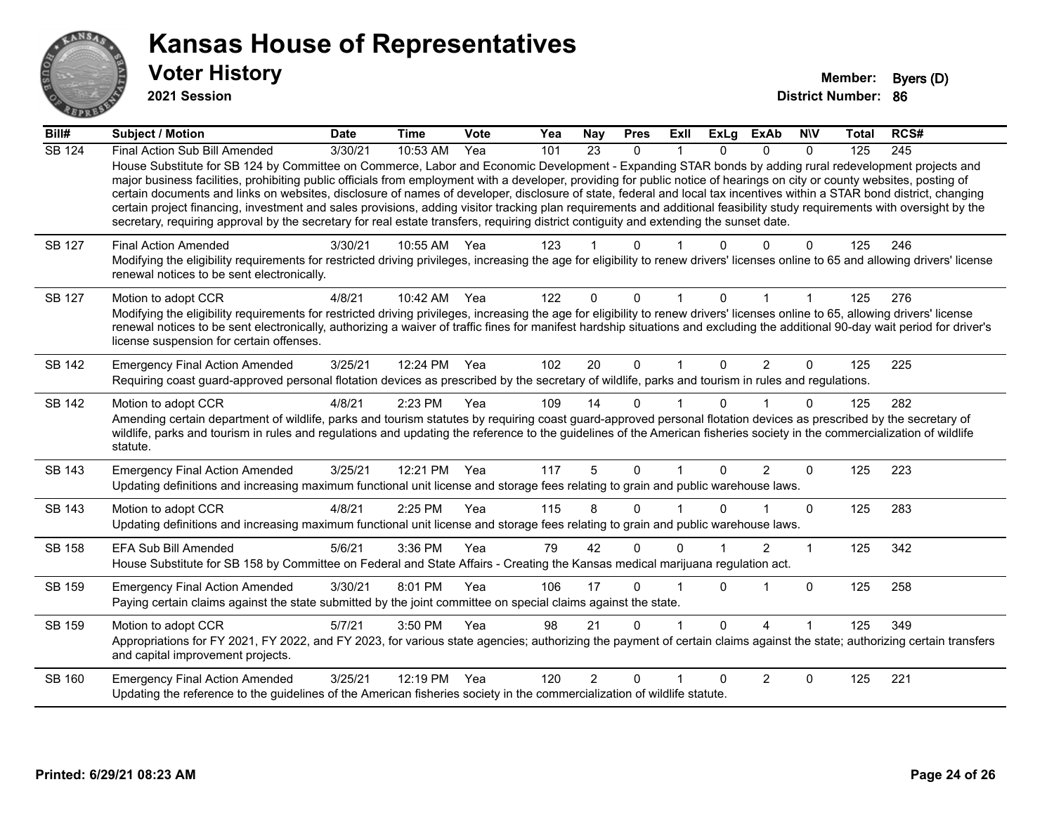# Kansas House of Representatives

## Voter History

**2021 Session**

**Member:** Byers (D)
**District Number:** 86

| Bill# | Subject / Motion | Date | Time | Vote | Yea | Nay | Pres | ExII | ExLg | ExAb | N\V | Total | RCS# |
|---|---|---|---|---|---|---|---|---|---|---|---|---|---|
| SB 124 | Final Action Sub Bill Amended | 3/30/21 | 10:53 AM | Yea | 101 | 23 | 0 | 1 | 0 | 0 | 0 | 125 | 245 |
| | House Substitute for SB 124 by Committee on Commerce, Labor and Economic Development - Expanding STAR bonds by adding rural redevelopment projects and major business facilities, prohibiting public officials from employment with a developer, providing for public notice of hearings on city or county websites, posting of certain documents and links on websites, disclosure of names of developer, disclosure of state, federal and local tax incentives within a STAR bond district, changing certain project financing, investment and sales provisions, adding visitor tracking plan requirements and additional feasibility study requirements with oversight by the secretary, requiring approval by the secretary for real estate transfers, requiring district contiguity and extending the sunset date. | | | | | | | | | | | | |
| SB 127 | Final Action Amended | 3/30/21 | 10:55 AM | Yea | 123 | 1 | 0 | 1 | 0 | 0 | 0 | 125 | 246 |
| | Modifying the eligibility requirements for restricted driving privileges, increasing the age for eligibility to renew drivers' licenses online to 65 and allowing drivers' license renewal notices to be sent electronically. | | | | | | | | | | | | |
| SB 127 | Motion to adopt CCR | 4/8/21 | 10:42 AM | Yea | 122 | 0 | 0 | 1 | 0 | 1 | 1 | 125 | 276 |
| | Modifying the eligibility requirements for restricted driving privileges, increasing the age for eligibility to renew drivers' licenses online to 65, allowing drivers' license renewal notices to be sent electronically, authorizing a waiver of traffic fines for manifest hardship situations and excluding the additional 90-day wait period for driver's license suspension for certain offenses. | | | | | | | | | | | | |
| SB 142 | Emergency Final Action Amended | 3/25/21 | 12:24 PM | Yea | 102 | 20 | 0 | 1 | 0 | 2 | 0 | 125 | 225 |
| | Requiring coast guard-approved personal flotation devices as prescribed by the secretary of wildlife, parks and tourism in rules and regulations. | | | | | | | | | | | | |
| SB 142 | Motion to adopt CCR | 4/8/21 | 2:23 PM | Yea | 109 | 14 | 0 | 1 | 0 | 1 | 0 | 125 | 282 |
| | Amending certain department of wildlife, parks and tourism statutes by requiring coast guard-approved personal flotation devices as prescribed by the secretary of wildlife, parks and tourism in rules and regulations and updating the reference to the guidelines of the American fisheries society in the commercialization of wildlife statute. | | | | | | | | | | | | |
| SB 143 | Emergency Final Action Amended | 3/25/21 | 12:21 PM | Yea | 117 | 5 | 0 | 1 | 0 | 2 | 0 | 125 | 223 |
| | Updating definitions and increasing maximum functional unit license and storage fees relating to grain and public warehouse laws. | | | | | | | | | | | | |
| SB 143 | Motion to adopt CCR | 4/8/21 | 2:25 PM | Yea | 115 | 8 | 0 | 1 | 0 | 1 | 0 | 125 | 283 |
| | Updating definitions and increasing maximum functional unit license and storage fees relating to grain and public warehouse laws. | | | | | | | | | | | | |
| SB 158 | EFA Sub Bill Amended | 5/6/21 | 3:36 PM | Yea | 79 | 42 | 0 | 0 | 1 | 2 | 1 | 125 | 342 |
| | House Substitute for SB 158 by Committee on Federal and State Affairs - Creating the Kansas medical marijuana regulation act. | | | | | | | | | | | | |
| SB 159 | Emergency Final Action Amended | 3/30/21 | 8:01 PM | Yea | 106 | 17 | 0 | 1 | 0 | 1 | 0 | 125 | 258 |
| | Paying certain claims against the state submitted by the joint committee on special claims against the state. | | | | | | | | | | | | |
| SB 159 | Motion to adopt CCR | 5/7/21 | 3:50 PM | Yea | 98 | 21 | 0 | 1 | 0 | 4 | 1 | 125 | 349 |
| | Appropriations for FY 2021, FY 2022, and FY 2023, for various state agencies; authorizing the payment of certain claims against the state; authorizing certain transfers and capital improvement projects. | | | | | | | | | | | | |
| SB 160 | Emergency Final Action Amended | 3/25/21 | 12:19 PM | Yea | 120 | 2 | 0 | 1 | 0 | 2 | 0 | 125 | 221 |
| | Updating the reference to the guidelines of the American fisheries society in the commercialization of wildlife statute. | | | | | | | | | | | | |

**Printed: 6/29/21 08:23 AM**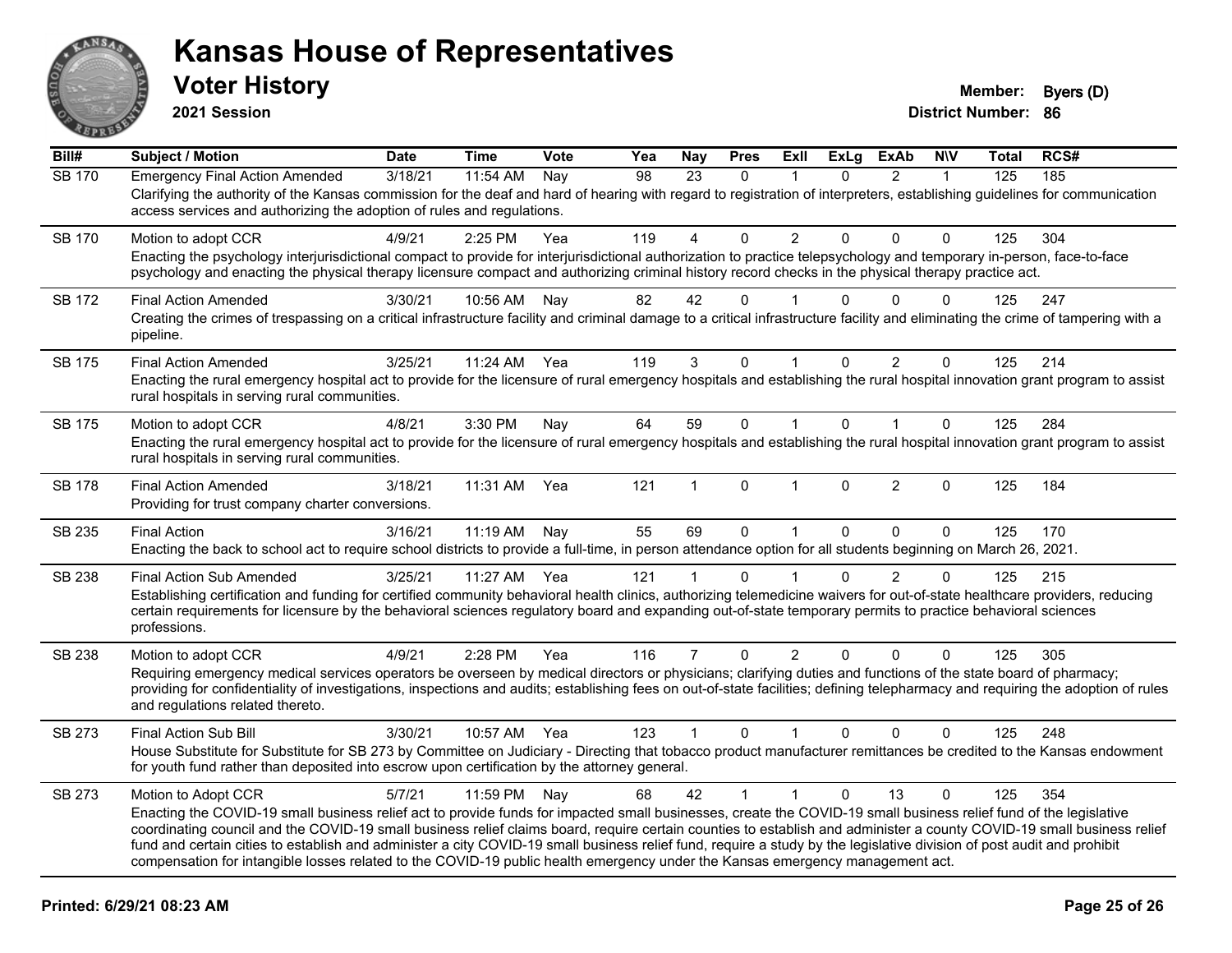# Kansas House of Representatives

## Voter History

**2021 Session**

**Member:** Byers (D)
**District Number:** 86

| Bill# | Subject / Motion | Date | Time | Vote | Yea | Nay | Pres | ExII | ExLg | ExAb | N\V | Total | RCS# |
|---|---|---|---|---|---|---|---|---|---|---|---|---|---|
| SB 170 | Emergency Final Action Amended | 3/18/21 | 11:54 AM | Nay | 98 | 23 | 0 | 1 | 0 | 2 | 1 | 125 | 185 |
| | Clarifying the authority of the Kansas commission for the deaf and hard of hearing with regard to registration of interpreters, establishing guidelines for communication access services and authorizing the adoption of rules and regulations. | | | | | | | | | | | | |
| SB 170 | Motion to adopt CCR | 4/9/21 | 2:25 PM | Yea | 119 | 4 | 0 | 2 | 0 | 0 | 0 | 125 | 304 |
| | Enacting the psychology interjurisdictional compact to provide for interjurisdictional authorization to practice telepsychology and temporary in-person, face-to-face psychology and enacting the physical therapy licensure compact and authorizing criminal history record checks in the physical therapy practice act. | | | | | | | | | | | | |
| SB 172 | Final Action Amended | 3/30/21 | 10:56 AM | Nay | 82 | 42 | 0 | 1 | 0 | 0 | 0 | 125 | 247 |
| | Creating the crimes of trespassing on a critical infrastructure facility and criminal damage to a critical infrastructure facility and eliminating the crime of tampering with a pipeline. | | | | | | | | | | | | |
| SB 175 | Final Action Amended | 3/25/21 | 11:24 AM | Yea | 119 | 3 | 0 | 1 | 0 | 2 | 0 | 125 | 214 |
| | Enacting the rural emergency hospital act to provide for the licensure of rural emergency hospitals and establishing the rural hospital innovation grant program to assist rural hospitals in serving rural communities. | | | | | | | | | | | | |
| SB 175 | Motion to adopt CCR | 4/8/21 | 3:30 PM | Nay | 64 | 59 | 0 | 1 | 0 | 1 | 0 | 125 | 284 |
| | Enacting the rural emergency hospital act to provide for the licensure of rural emergency hospitals and establishing the rural hospital innovation grant program to assist rural hospitals in serving rural communities. | | | | | | | | | | | | |
| SB 178 | Final Action Amended | 3/18/21 | 11:31 AM | Yea | 121 | 1 | 0 | 1 | 0 | 2 | 0 | 125 | 184 |
| | Providing for trust company charter conversions. | | | | | | | | | | | | |
| SB 235 | Final Action | 3/16/21 | 11:19 AM | Nay | 55 | 69 | 0 | 1 | 0 | 0 | 0 | 125 | 170 |
| | Enacting the back to school act to require school districts to provide a full-time, in person attendance option for all students beginning on March 26, 2021. | | | | | | | | | | | | |
| SB 238 | Final Action Sub Amended | 3/25/21 | 11:27 AM | Yea | 121 | 1 | 0 | 1 | 0 | 2 | 0 | 125 | 215 |
| | Establishing certification and funding for certified community behavioral health clinics, authorizing telemedicine waivers for out-of-state healthcare providers, reducing certain requirements for licensure by the behavioral sciences regulatory board and expanding out-of-state temporary permits to practice behavioral sciences professions. | | | | | | | | | | | | |
| SB 238 | Motion to adopt CCR | 4/9/21 | 2:28 PM | Yea | 116 | 7 | 0 | 2 | 0 | 0 | 0 | 125 | 305 |
| | Requiring emergency medical services operators be overseen by medical directors or physicians; clarifying duties and functions of the state board of pharmacy; providing for confidentiality of investigations, inspections and audits; establishing fees on out-of-state facilities; defining telepharmacy and requiring the adoption of rules and regulations related thereto. | | | | | | | | | | | | |
| SB 273 | Final Action Sub Bill | 3/30/21 | 10:57 AM | Yea | 123 | 1 | 0 | 1 | 0 | 0 | 0 | 125 | 248 |
| | House Substitute for Substitute for SB 273 by Committee on Judiciary - Directing that tobacco product manufacturer remittances be credited to the Kansas endowment for youth fund rather than deposited into escrow upon certification by the attorney general. | | | | | | | | | | | | |
| SB 273 | Motion to Adopt CCR | 5/7/21 | 11:59 PM | Nay | 68 | 42 | 1 | 1 | 0 | 13 | 0 | 125 | 354 |
| | Enacting the COVID-19 small business relief act to provide funds for impacted small businesses, create the COVID-19 small business relief fund of the legislative coordinating council and the COVID-19 small business relief claims board, require certain counties to establish and administer a county COVID-19 small business relief fund and certain cities to establish and administer a city COVID-19 small business relief fund, require a study by the legislative division of post audit and prohibit compensation for intangible losses related to the COVID-19 public health emergency under the Kansas emergency management act. | | | | | | | | | | | | |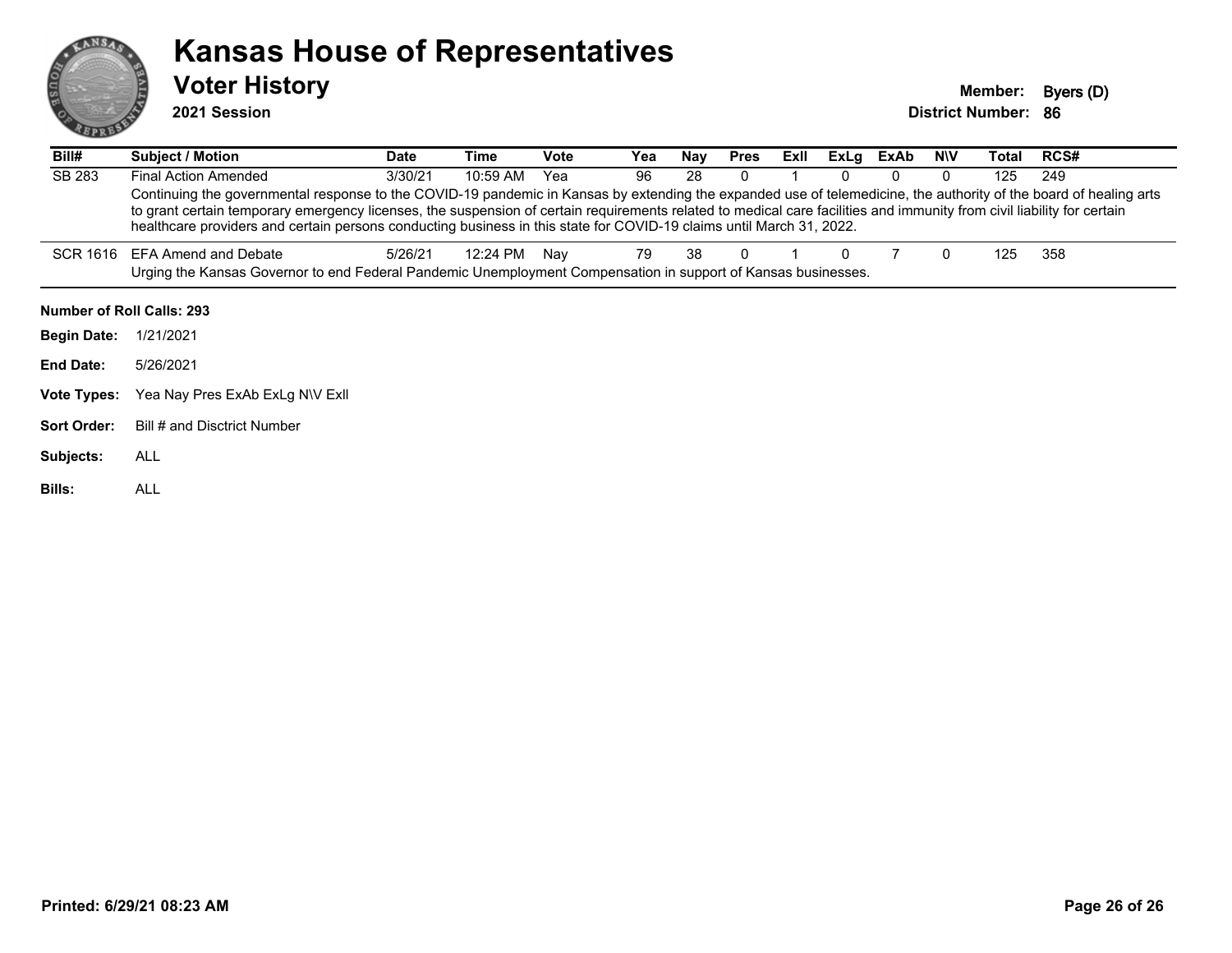# Kansas House of Representatives

## Voter History

**2021 Session**

**Member:** Byers (D)
**District Number:** 86

| Bill# | Subject / Motion | Date | Time | Vote | Yea | Nay | Pres | ExII | ExLg | ExAb | N\V | Total | RCS# |
|---|---|---|---|---|---|---|---|---|---|---|---|---|---|
| SB 283 | Final Action Amended | 3/30/21 | 10:59 AM | Yea | 96 | 28 | 0 | 1 | 0 | 0 | 0 | 125 | 249 |
| | Continuing the governmental response to the COVID-19 pandemic in Kansas by extending the expanded use of telemedicine, the authority of the board of healing arts to grant certain temporary emergency licenses, the suspension of certain requirements related to medical care facilities and immunity from civil liability for certain healthcare providers and certain persons conducting business in this state for COVID-19 claims until March 31, 2022. | | | | | | | | | | | | |
| SCR 1616 | EFA Amend and Debate | 5/26/21 | 12:24 PM | Nay | 79 | 38 | 0 | 1 | 0 | 7 | 0 | 125 | 358 |
| | Urging the Kansas Governor to end Federal Pandemic Unemployment Compensation in support of Kansas businesses. | | | | | | | | | | | | |

**Number of Roll Calls: 293**

**Begin Date:** 1/21/2021

**End Date:** 5/26/2021

**Vote Types:** Yea Nay Pres ExAb ExLg N\V ExII

**Sort Order:** Bill # and Disctrict Number

**Subjects:** ALL

**Bills:** ALL

**Printed: 6/29/21 08:23 AM**